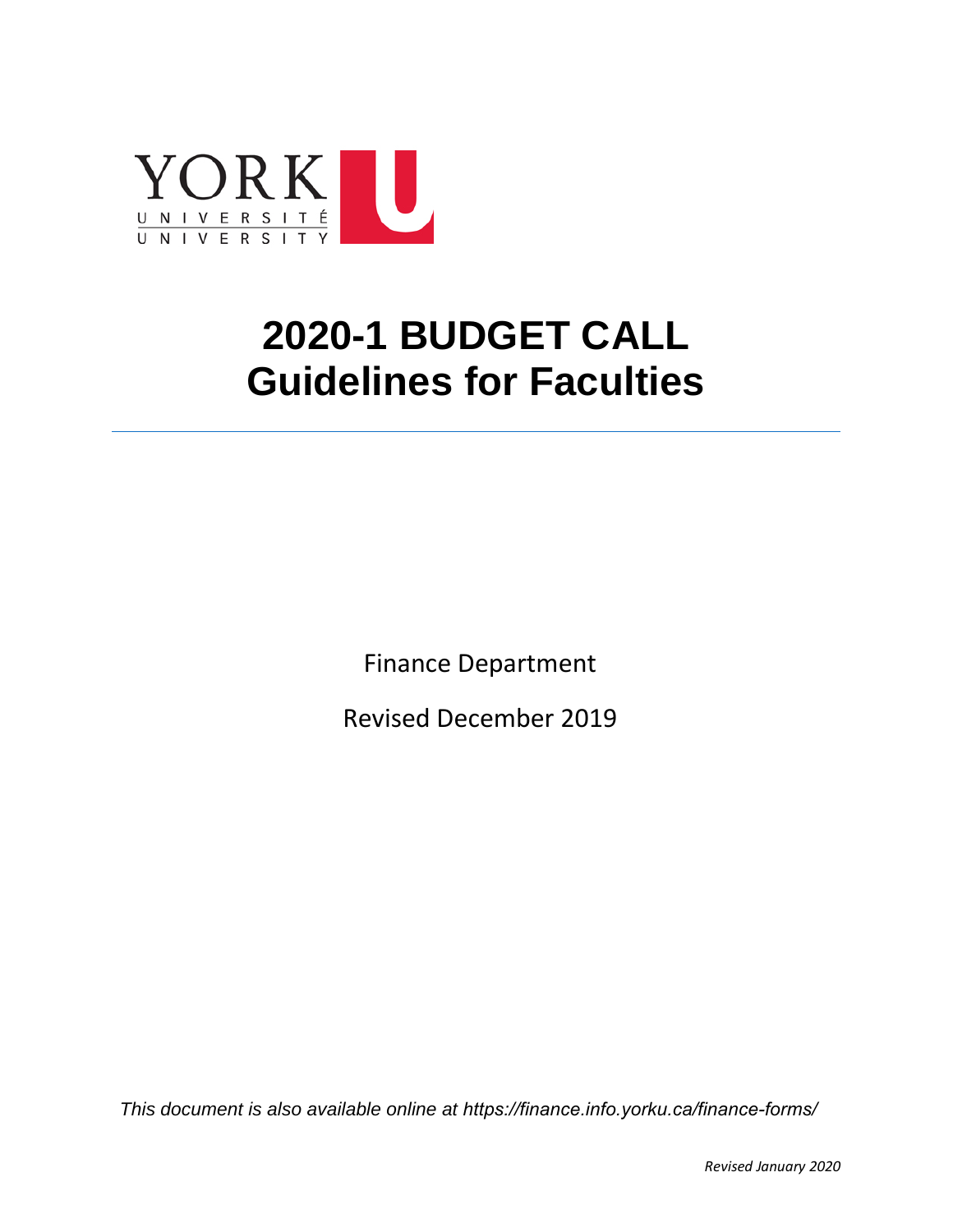YORK UNIVERSITÉ UNIVERSITY

# 2020-1 BUDGET CALL
# Guidelines for Faculties

---

Finance Department

Revised December 2019

*This document is also available online at https://finance.info.yorku.ca/finance-forms/*

*Revised January 2020*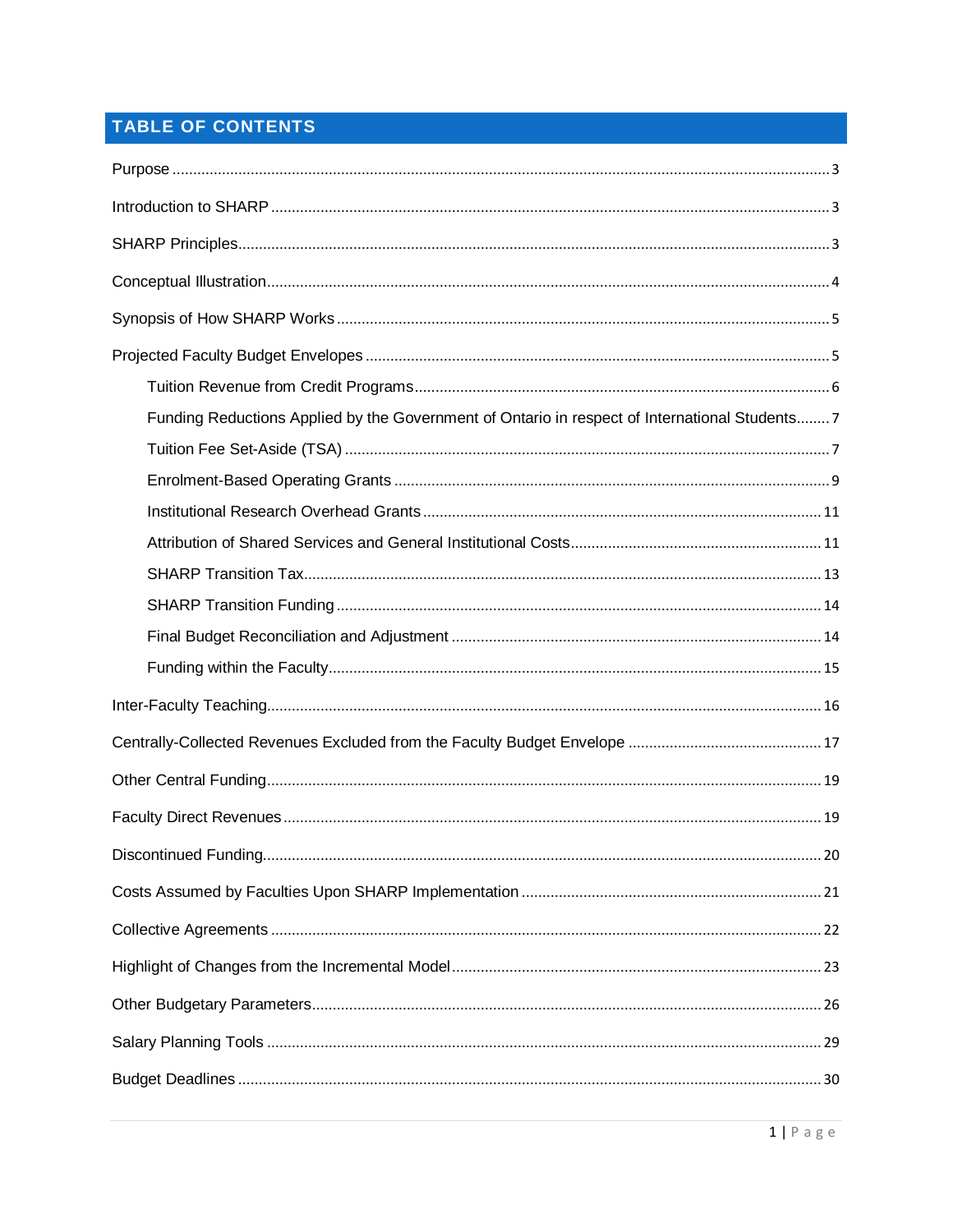## TABLE OF CONTENTS

Purpose ........ 3

Introduction to SHARP ........ 3

SHARP Principles ........ 3

Conceptual Illustration ........ 4

Synopsis of How SHARP Works ........ 5

Projected Faculty Budget Envelopes ........ 5

- Tuition Revenue from Credit Programs ........ 6
- Funding Reductions Applied by the Government of Ontario in respect of International Students ........ 7
- Tuition Fee Set-Aside (TSA) ........ 7
- Enrolment-Based Operating Grants ........ 9
- Institutional Research Overhead Grants ........ 11
- Attribution of Shared Services and General Institutional Costs ........ 11
- SHARP Transition Tax ........ 13
- SHARP Transition Funding ........ 14
- Final Budget Reconciliation and Adjustment ........ 14
- Funding within the Faculty ........ 15

Inter-Faculty Teaching ........ 16

Centrally-Collected Revenues Excluded from the Faculty Budget Envelope ........ 17

Other Central Funding ........ 19

Faculty Direct Revenues ........ 19

Discontinued Funding ........ 20

Costs Assumed by Faculties Upon SHARP Implementation ........ 21

Collective Agreements ........ 22

Highlight of Changes from the Incremental Model ........ 23

Other Budgetary Parameters ........ 26

Salary Planning Tools ........ 29

Budget Deadlines ........ 30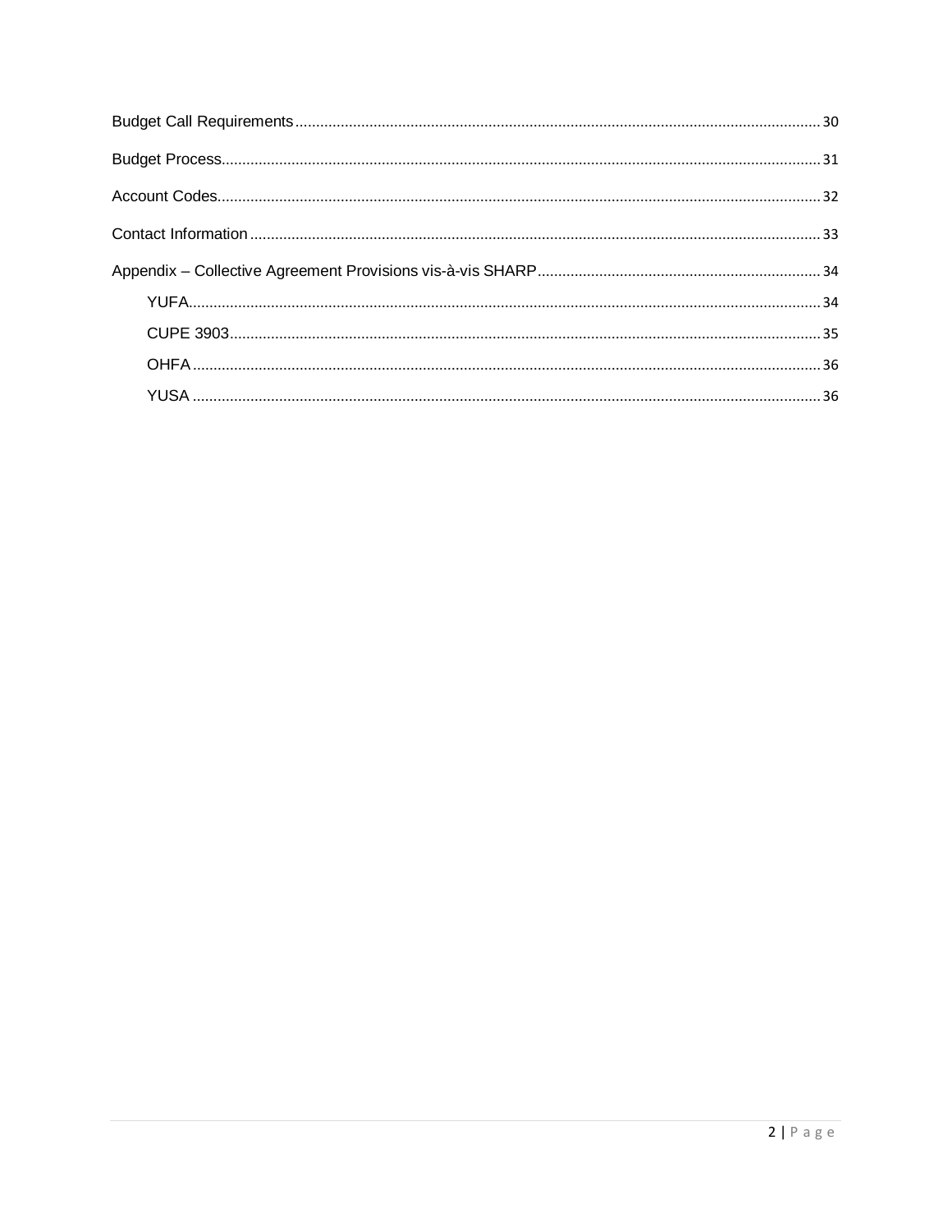Budget Call Requirements ........................................................................................................ 30

Budget Process ........................................................................................................................ 31

Account Codes ......................................................................................................................... 32

Contact Information ................................................................................................................. 33

Appendix – Collective Agreement Provisions vis-à-vis SHARP ............................................... 34

- YUFA ................................................................................................................................ 34
- CUPE 3903 ....................................................................................................................... 35
- OHFA ................................................................................................................................ 36
- YUSA ................................................................................................................................ 36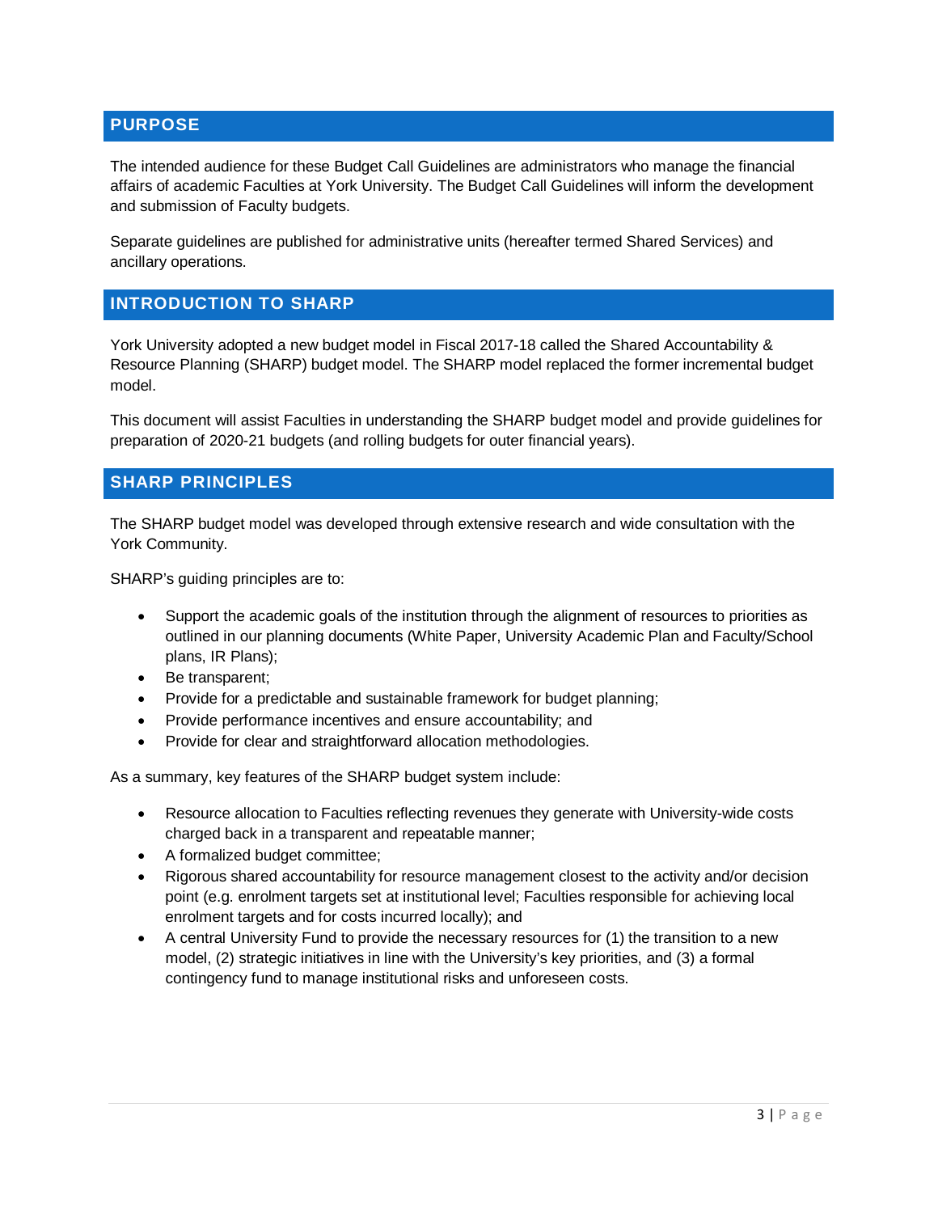## PURPOSE

The intended audience for these Budget Call Guidelines are administrators who manage the financial affairs of academic Faculties at York University. The Budget Call Guidelines will inform the development and submission of Faculty budgets.

Separate guidelines are published for administrative units (hereafter termed Shared Services) and ancillary operations.

## INTRODUCTION TO SHARP

York University adopted a new budget model in Fiscal 2017-18 called the Shared Accountability & Resource Planning (SHARP) budget model. The SHARP model replaced the former incremental budget model.

This document will assist Faculties in understanding the SHARP budget model and provide guidelines for preparation of 2020-21 budgets (and rolling budgets for outer financial years).

## SHARP PRINCIPLES

The SHARP budget model was developed through extensive research and wide consultation with the York Community.

SHARP's guiding principles are to:

- Support the academic goals of the institution through the alignment of resources to priorities as outlined in our planning documents (White Paper, University Academic Plan and Faculty/School plans, IR Plans);
- Be transparent;
- Provide for a predictable and sustainable framework for budget planning;
- Provide performance incentives and ensure accountability; and
- Provide for clear and straightforward allocation methodologies.

As a summary, key features of the SHARP budget system include:

- Resource allocation to Faculties reflecting revenues they generate with University-wide costs charged back in a transparent and repeatable manner;
- A formalized budget committee;
- Rigorous shared accountability for resource management closest to the activity and/or decision point (e.g. enrolment targets set at institutional level; Faculties responsible for achieving local enrolment targets and for costs incurred locally); and
- A central University Fund to provide the necessary resources for (1) the transition to a new model, (2) strategic initiatives in line with the University's key priorities, and (3) a formal contingency fund to manage institutional risks and unforeseen costs.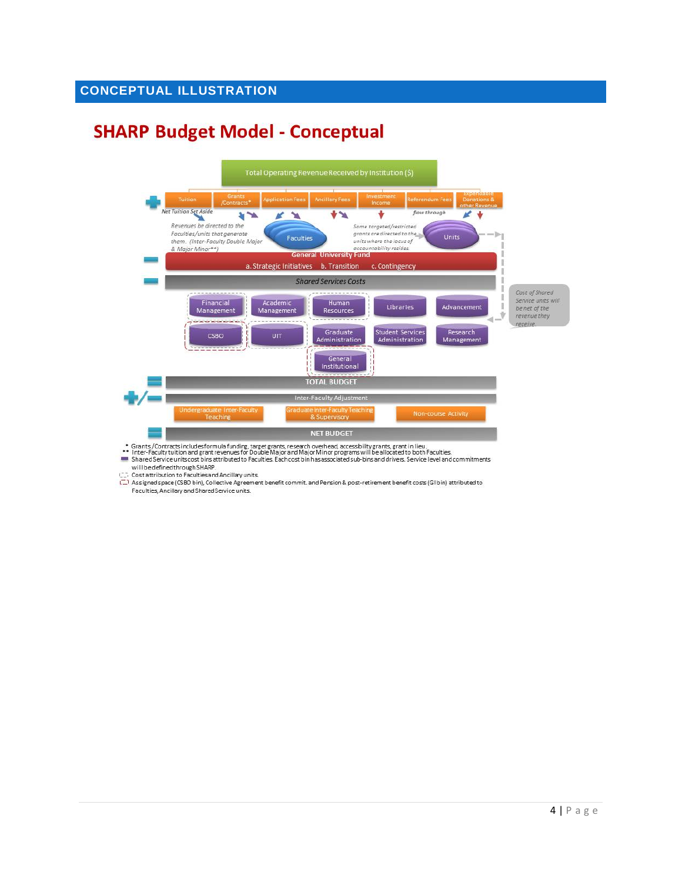## CONCEPTUAL ILLUSTRATION

# SHARP Budget Model - Conceptual

Total Operating Revenue Received by Institution ($)

Tuition | Grants /Contracts* | Application Fees | Ancillary Fees | Investment Income | Referendum Fees | Expendable Donations & other Revenue

Net Tuition Set Aside

flow through

*Revenues be directed to the Faculties/units that generate them. (Inter-Faculty Double Major & Major Minor**)*

Faculties

*Some targeted/restricted grants are directed to the units where the locus of accountability resides.*

Units

**General University Fund**

a. Strategic Initiatives b. Transition c. Contingency

*Shared Services Costs*

Financial Management | Academic Management | Human Resources | Libraries | Advancement

CSBO | UIT | Graduate Administration | Student Services Administration | Research Management

General Institutional

*Cost of Shared Service units will be net of the revenue they receive.*

**TOTAL BUDGET**

Inter-Faculty Adjustment

Undergraduate Inter-Faculty Teaching | Graduate Inter-Faculty Teaching & Supervisory | Non-course Activity

**NET BUDGET**

\* Grants/Contracts includes formula funding, target grants, research overhead, accessibility grants, grant in lieu.

\*\* Inter-Faculty tuition and grant revenues for Double Major and Major Minor programs will be allocated to both Faculties.

Shared Service units cost bins attributed to Faculties. Each cost bin has associated sub-bins and drivers. Service level and commitments will be defined through SHARP.

Cost attribution to Faculties and Ancillary units.

Assigned space (CSBO bin), Collective Agreement benefit commit. and Pension & post-retirement benefit costs (GI bin) attributed to Faculties, Ancillary and Shared Service units.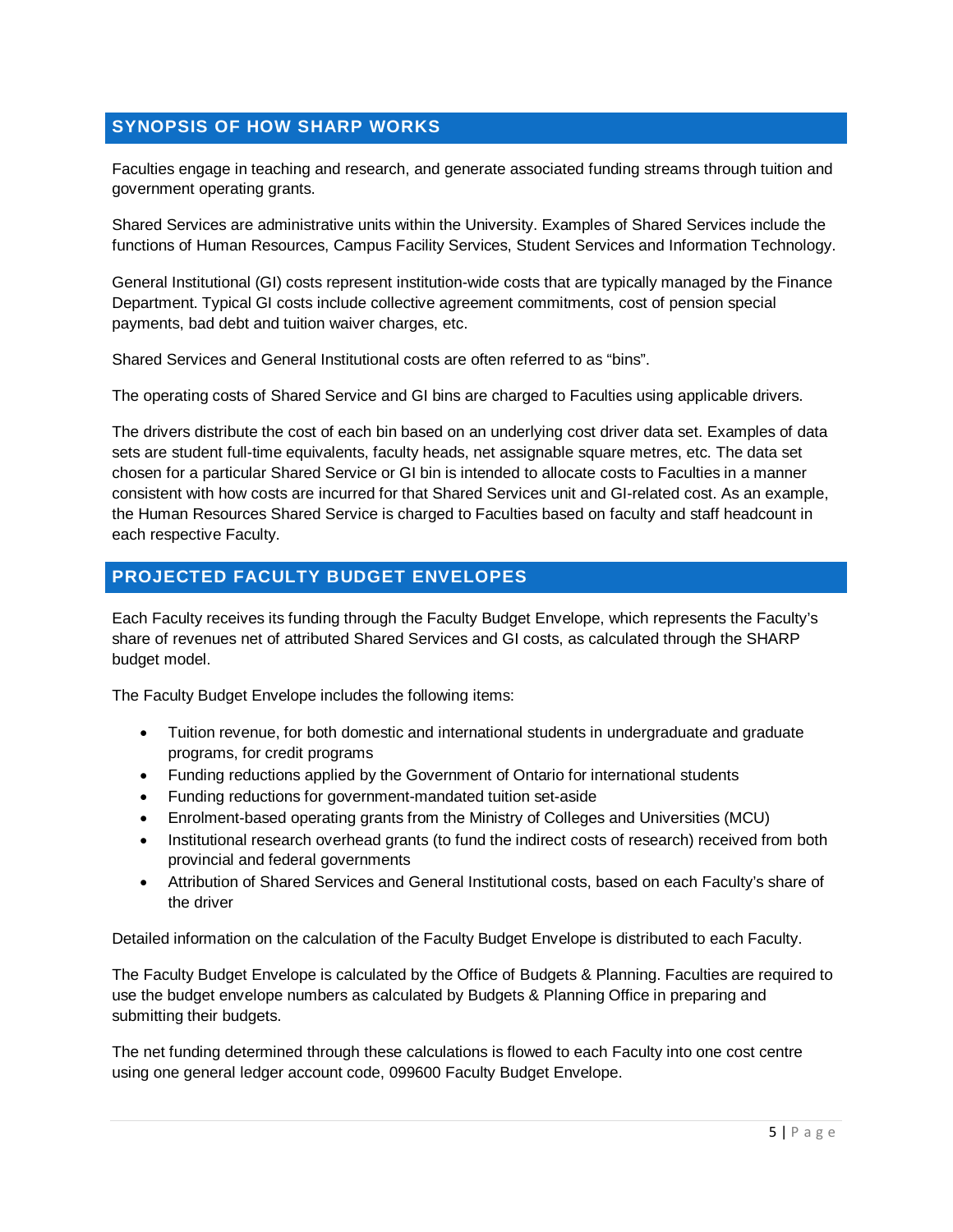## SYNOPSIS OF HOW SHARP WORKS

Faculties engage in teaching and research, and generate associated funding streams through tuition and government operating grants.

Shared Services are administrative units within the University. Examples of Shared Services include the functions of Human Resources, Campus Facility Services, Student Services and Information Technology.

General Institutional (GI) costs represent institution-wide costs that are typically managed by the Finance Department. Typical GI costs include collective agreement commitments, cost of pension special payments, bad debt and tuition waiver charges, etc.

Shared Services and General Institutional costs are often referred to as "bins".

The operating costs of Shared Service and GI bins are charged to Faculties using applicable drivers.

The drivers distribute the cost of each bin based on an underlying cost driver data set. Examples of data sets are student full-time equivalents, faculty heads, net assignable square metres, etc. The data set chosen for a particular Shared Service or GI bin is intended to allocate costs to Faculties in a manner consistent with how costs are incurred for that Shared Services unit and GI-related cost. As an example, the Human Resources Shared Service is charged to Faculties based on faculty and staff headcount in each respective Faculty.

## PROJECTED FACULTY BUDGET ENVELOPES

Each Faculty receives its funding through the Faculty Budget Envelope, which represents the Faculty's share of revenues net of attributed Shared Services and GI costs, as calculated through the SHARP budget model.

The Faculty Budget Envelope includes the following items:

- Tuition revenue, for both domestic and international students in undergraduate and graduate programs, for credit programs
- Funding reductions applied by the Government of Ontario for international students
- Funding reductions for government-mandated tuition set-aside
- Enrolment-based operating grants from the Ministry of Colleges and Universities (MCU)
- Institutional research overhead grants (to fund the indirect costs of research) received from both provincial and federal governments
- Attribution of Shared Services and General Institutional costs, based on each Faculty's share of the driver

Detailed information on the calculation of the Faculty Budget Envelope is distributed to each Faculty.

The Faculty Budget Envelope is calculated by the Office of Budgets & Planning. Faculties are required to use the budget envelope numbers as calculated by Budgets & Planning Office in preparing and submitting their budgets.

The net funding determined through these calculations is flowed to each Faculty into one cost centre using one general ledger account code, 099600 Faculty Budget Envelope.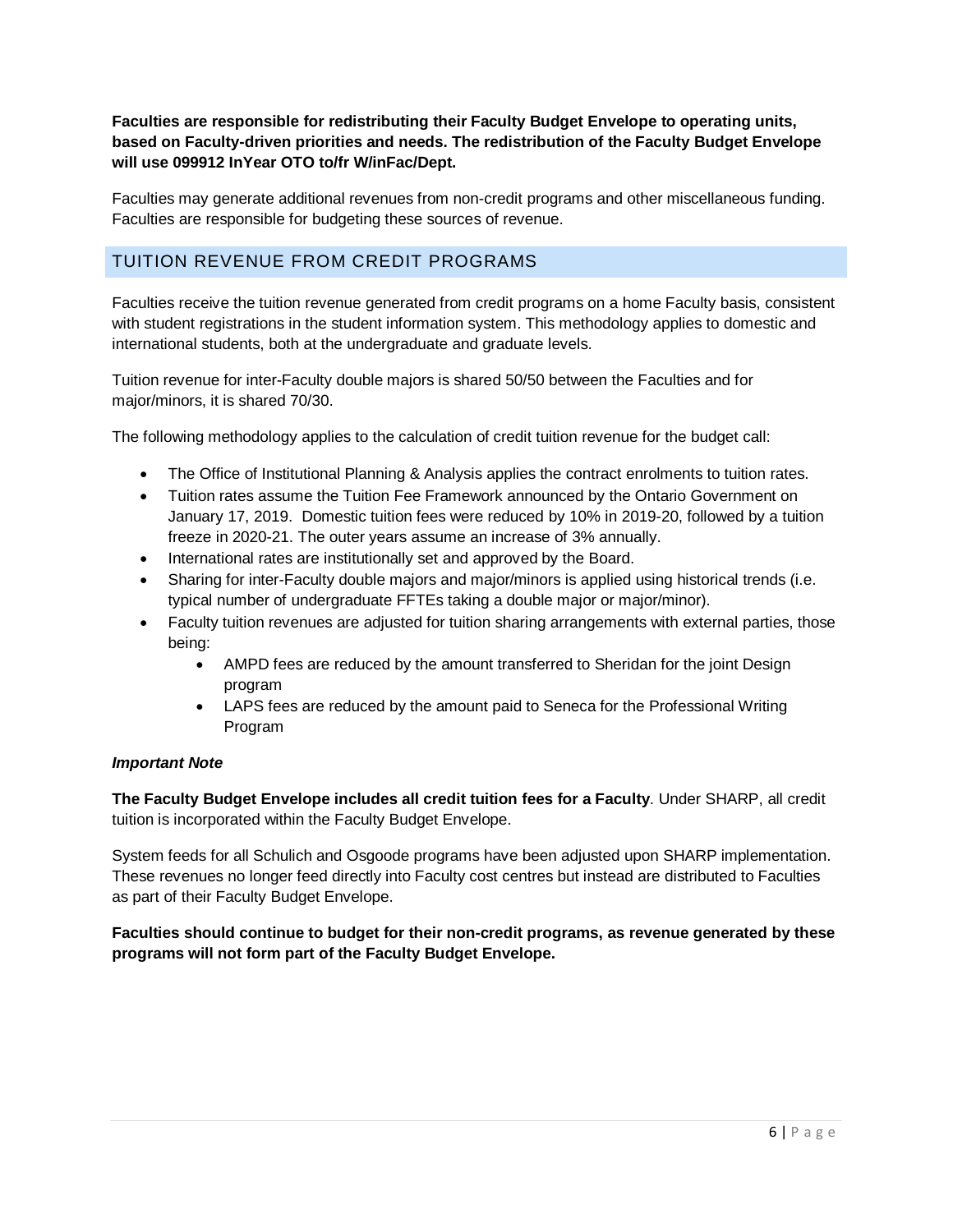**Faculties are responsible for redistributing their Faculty Budget Envelope to operating units, based on Faculty-driven priorities and needs. The redistribution of the Faculty Budget Envelope will use 099912 InYear OTO to/fr W/inFac/Dept.**

Faculties may generate additional revenues from non-credit programs and other miscellaneous funding. Faculties are responsible for budgeting these sources of revenue.

## TUITION REVENUE FROM CREDIT PROGRAMS

Faculties receive the tuition revenue generated from credit programs on a home Faculty basis, consistent with student registrations in the student information system. This methodology applies to domestic and international students, both at the undergraduate and graduate levels.

Tuition revenue for inter-Faculty double majors is shared 50/50 between the Faculties and for major/minors, it is shared 70/30.

The following methodology applies to the calculation of credit tuition revenue for the budget call:

- The Office of Institutional Planning & Analysis applies the contract enrolments to tuition rates.
- Tuition rates assume the Tuition Fee Framework announced by the Ontario Government on January 17, 2019. Domestic tuition fees were reduced by 10% in 2019-20, followed by a tuition freeze in 2020-21. The outer years assume an increase of 3% annually.
- International rates are institutionally set and approved by the Board.
- Sharing for inter-Faculty double majors and major/minors is applied using historical trends (i.e. typical number of undergraduate FFTEs taking a double major or major/minor).
- Faculty tuition revenues are adjusted for tuition sharing arrangements with external parties, those being:
    - AMPD fees are reduced by the amount transferred to Sheridan for the joint Design program
    - LAPS fees are reduced by the amount paid to Seneca for the Professional Writing Program

***Important Note***

**The Faculty Budget Envelope includes all credit tuition fees for a Faculty**. Under SHARP, all credit tuition is incorporated within the Faculty Budget Envelope.

System feeds for all Schulich and Osgoode programs have been adjusted upon SHARP implementation. These revenues no longer feed directly into Faculty cost centres but instead are distributed to Faculties as part of their Faculty Budget Envelope.

**Faculties should continue to budget for their non-credit programs, as revenue generated by these programs will not form part of the Faculty Budget Envelope.**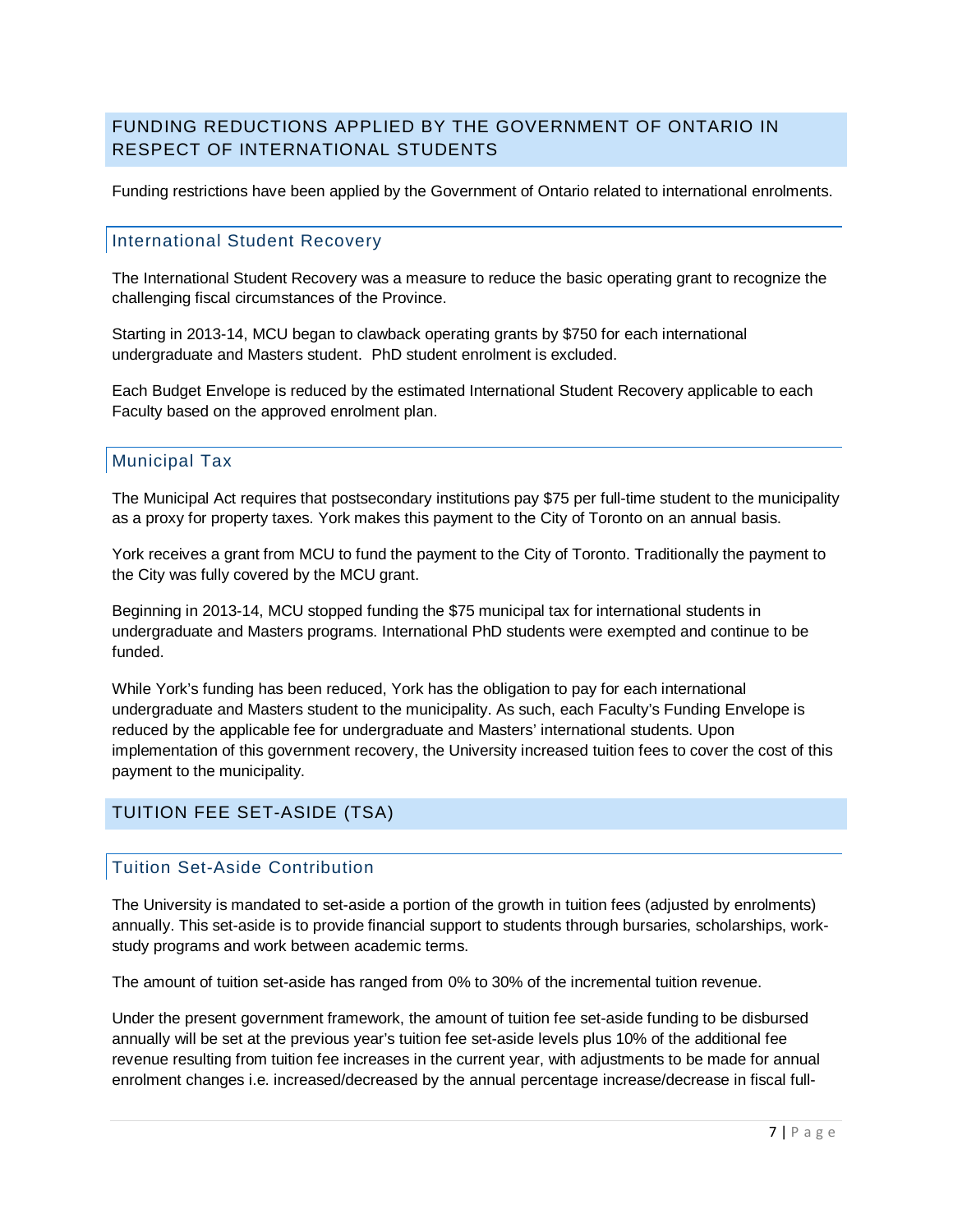## FUNDING REDUCTIONS APPLIED BY THE GOVERNMENT OF ONTARIO IN RESPECT OF INTERNATIONAL STUDENTS

Funding restrictions have been applied by the Government of Ontario related to international enrolments.

### International Student Recovery

The International Student Recovery was a measure to reduce the basic operating grant to recognize the challenging fiscal circumstances of the Province.

Starting in 2013-14, MCU began to clawback operating grants by $750 for each international undergraduate and Masters student. PhD student enrolment is excluded.

Each Budget Envelope is reduced by the estimated International Student Recovery applicable to each Faculty based on the approved enrolment plan.

### Municipal Tax

The Municipal Act requires that postsecondary institutions pay $75 per full-time student to the municipality as a proxy for property taxes. York makes this payment to the City of Toronto on an annual basis.

York receives a grant from MCU to fund the payment to the City of Toronto. Traditionally the payment to the City was fully covered by the MCU grant.

Beginning in 2013-14, MCU stopped funding the $75 municipal tax for international students in undergraduate and Masters programs. International PhD students were exempted and continue to be funded.

While York's funding has been reduced, York has the obligation to pay for each international undergraduate and Masters student to the municipality. As such, each Faculty's Funding Envelope is reduced by the applicable fee for undergraduate and Masters' international students. Upon implementation of this government recovery, the University increased tuition fees to cover the cost of this payment to the municipality.

## TUITION FEE SET-ASIDE (TSA)

### Tuition Set-Aside Contribution

The University is mandated to set-aside a portion of the growth in tuition fees (adjusted by enrolments) annually. This set-aside is to provide financial support to students through bursaries, scholarships, work-study programs and work between academic terms.

The amount of tuition set-aside has ranged from 0% to 30% of the incremental tuition revenue.

Under the present government framework, the amount of tuition fee set-aside funding to be disbursed annually will be set at the previous year's tuition fee set-aside levels plus 10% of the additional fee revenue resulting from tuition fee increases in the current year, with adjustments to be made for annual enrolment changes i.e. increased/decreased by the annual percentage increase/decrease in fiscal full-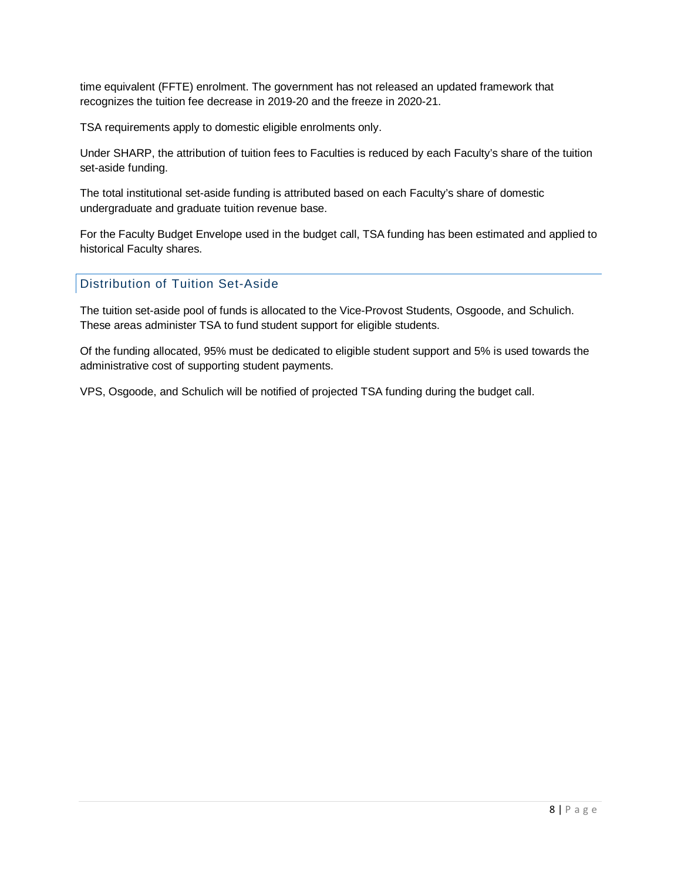time equivalent (FFTE) enrolment. The government has not released an updated framework that recognizes the tuition fee decrease in 2019-20 and the freeze in 2020-21.

TSA requirements apply to domestic eligible enrolments only.

Under SHARP, the attribution of tuition fees to Faculties is reduced by each Faculty's share of the tuition set-aside funding.

The total institutional set-aside funding is attributed based on each Faculty's share of domestic undergraduate and graduate tuition revenue base.

For the Faculty Budget Envelope used in the budget call, TSA funding has been estimated and applied to historical Faculty shares.

## Distribution of Tuition Set-Aside

The tuition set-aside pool of funds is allocated to the Vice-Provost Students, Osgoode, and Schulich. These areas administer TSA to fund student support for eligible students.

Of the funding allocated, 95% must be dedicated to eligible student support and 5% is used towards the administrative cost of supporting student payments.

VPS, Osgoode, and Schulich will be notified of projected TSA funding during the budget call.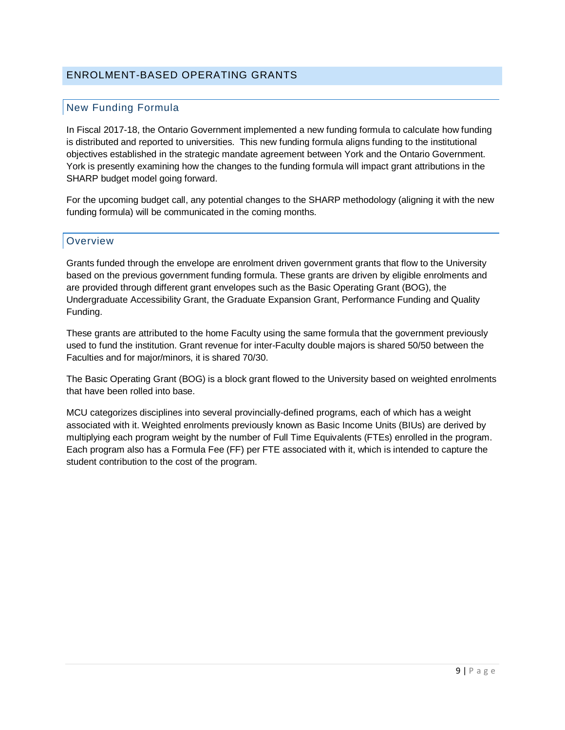# ENROLMENT-BASED OPERATING GRANTS

## New Funding Formula

In Fiscal 2017-18, the Ontario Government implemented a new funding formula to calculate how funding is distributed and reported to universities. This new funding formula aligns funding to the institutional objectives established in the strategic mandate agreement between York and the Ontario Government. York is presently examining how the changes to the funding formula will impact grant attributions in the SHARP budget model going forward.

For the upcoming budget call, any potential changes to the SHARP methodology (aligning it with the new funding formula) will be communicated in the coming months.

## Overview

Grants funded through the envelope are enrolment driven government grants that flow to the University based on the previous government funding formula. These grants are driven by eligible enrolments and are provided through different grant envelopes such as the Basic Operating Grant (BOG), the Undergraduate Accessibility Grant, the Graduate Expansion Grant, Performance Funding and Quality Funding.

These grants are attributed to the home Faculty using the same formula that the government previously used to fund the institution. Grant revenue for inter-Faculty double majors is shared 50/50 between the Faculties and for major/minors, it is shared 70/30.

The Basic Operating Grant (BOG) is a block grant flowed to the University based on weighted enrolments that have been rolled into base.

MCU categorizes disciplines into several provincially-defined programs, each of which has a weight associated with it. Weighted enrolments previously known as Basic Income Units (BIUs) are derived by multiplying each program weight by the number of Full Time Equivalents (FTEs) enrolled in the program. Each program also has a Formula Fee (FF) per FTE associated with it, which is intended to capture the student contribution to the cost of the program.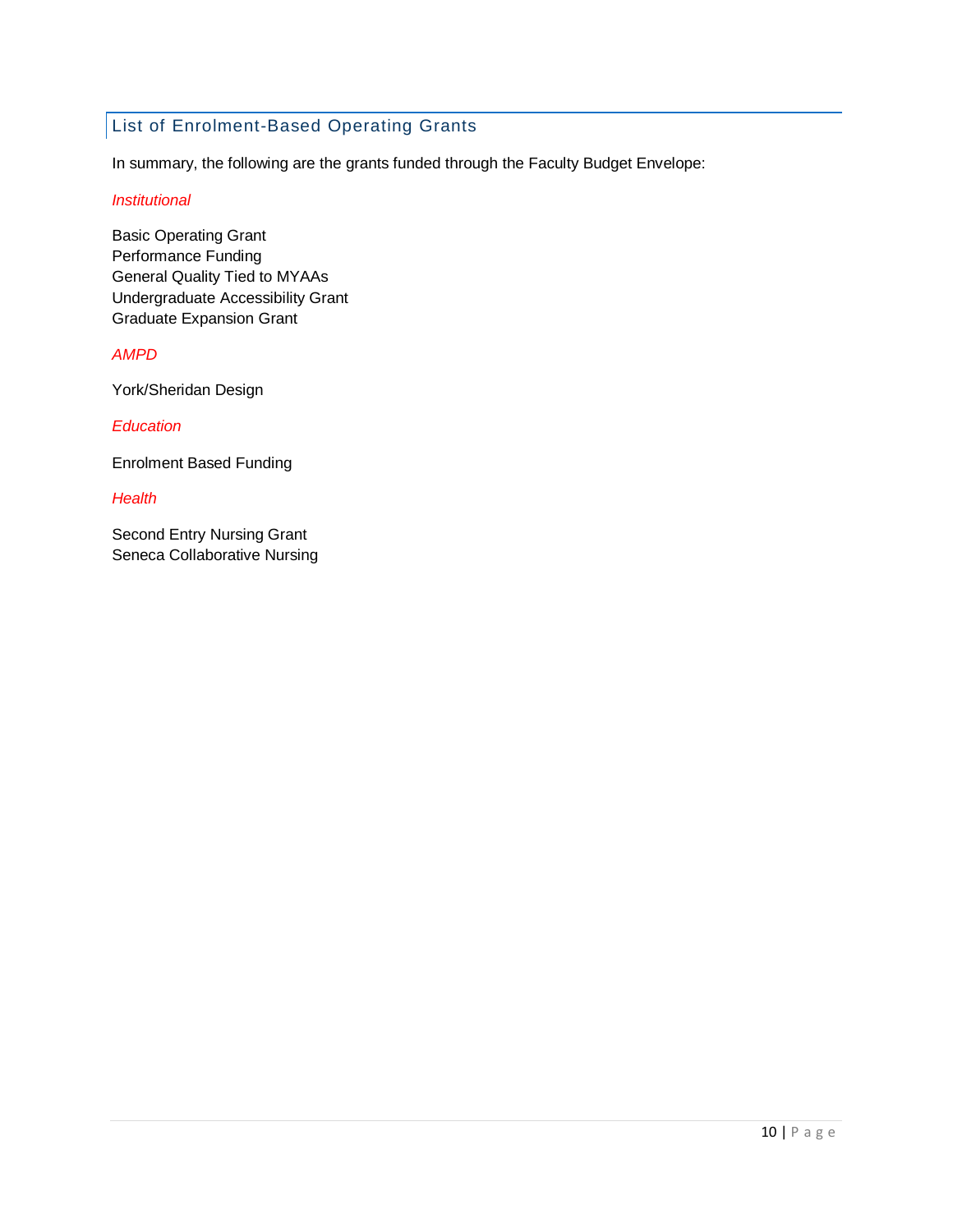## List of Enrolment-Based Operating Grants

In summary, the following are the grants funded through the Faculty Budget Envelope:

*Institutional*

Basic Operating Grant
Performance Funding
General Quality Tied to MYAAs
Undergraduate Accessibility Grant
Graduate Expansion Grant

*AMPD*

York/Sheridan Design

*Education*

Enrolment Based Funding

*Health*

Second Entry Nursing Grant
Seneca Collaborative Nursing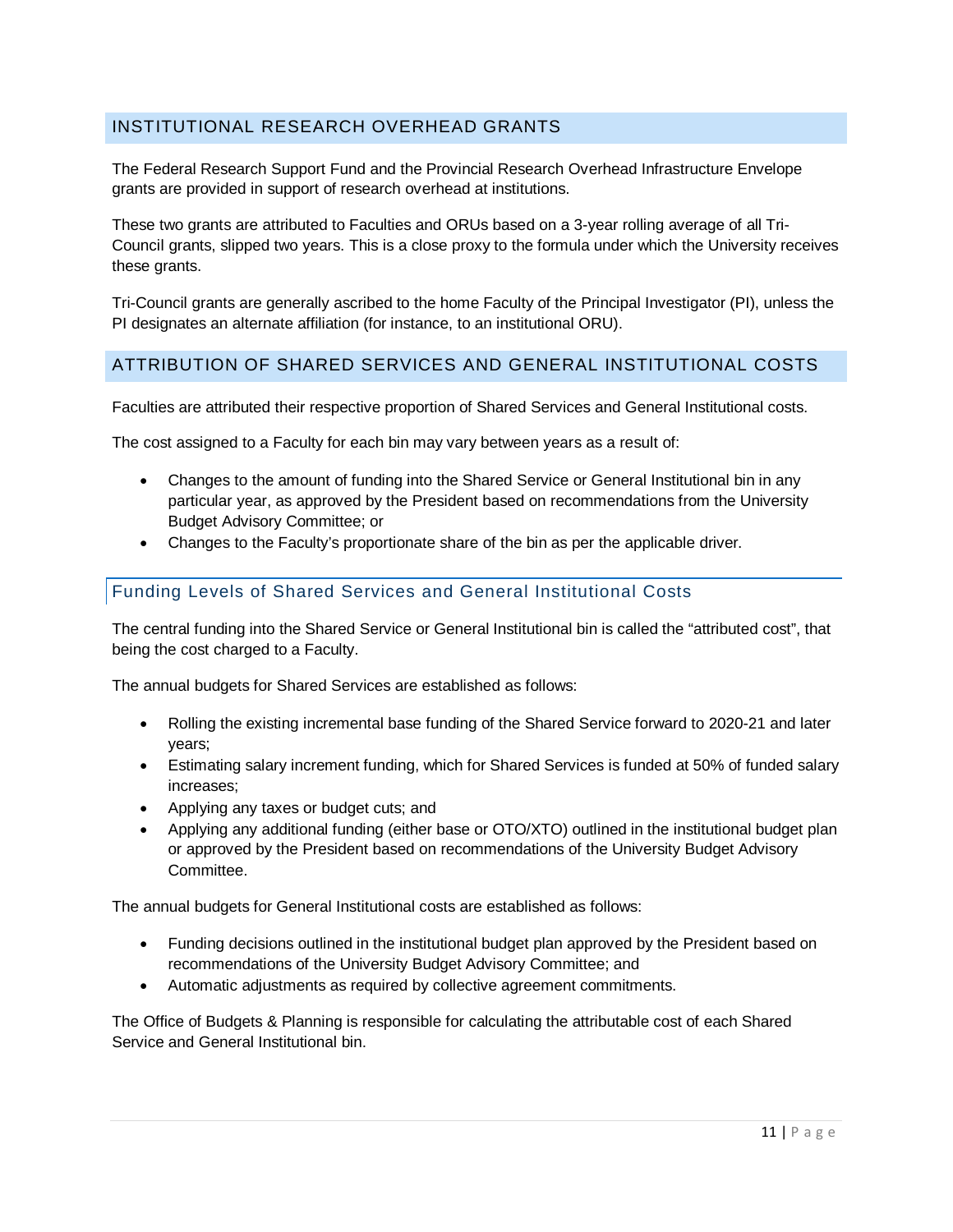## INSTITUTIONAL RESEARCH OVERHEAD GRANTS

The Federal Research Support Fund and the Provincial Research Overhead Infrastructure Envelope grants are provided in support of research overhead at institutions.

These two grants are attributed to Faculties and ORUs based on a 3-year rolling average of all Tri-Council grants, slipped two years. This is a close proxy to the formula under which the University receives these grants.

Tri-Council grants are generally ascribed to the home Faculty of the Principal Investigator (PI), unless the PI designates an alternate affiliation (for instance, to an institutional ORU).

## ATTRIBUTION OF SHARED SERVICES AND GENERAL INSTITUTIONAL COSTS

Faculties are attributed their respective proportion of Shared Services and General Institutional costs.

The cost assigned to a Faculty for each bin may vary between years as a result of:

- Changes to the amount of funding into the Shared Service or General Institutional bin in any particular year, as approved by the President based on recommendations from the University Budget Advisory Committee; or
- Changes to the Faculty's proportionate share of the bin as per the applicable driver.

### Funding Levels of Shared Services and General Institutional Costs

The central funding into the Shared Service or General Institutional bin is called the "attributed cost", that being the cost charged to a Faculty.

The annual budgets for Shared Services are established as follows:

- Rolling the existing incremental base funding of the Shared Service forward to 2020-21 and later years;
- Estimating salary increment funding, which for Shared Services is funded at 50% of funded salary increases;
- Applying any taxes or budget cuts; and
- Applying any additional funding (either base or OTO/XTO) outlined in the institutional budget plan or approved by the President based on recommendations of the University Budget Advisory Committee.

The annual budgets for General Institutional costs are established as follows:

- Funding decisions outlined in the institutional budget plan approved by the President based on recommendations of the University Budget Advisory Committee; and
- Automatic adjustments as required by collective agreement commitments.

The Office of Budgets & Planning is responsible for calculating the attributable cost of each Shared Service and General Institutional bin.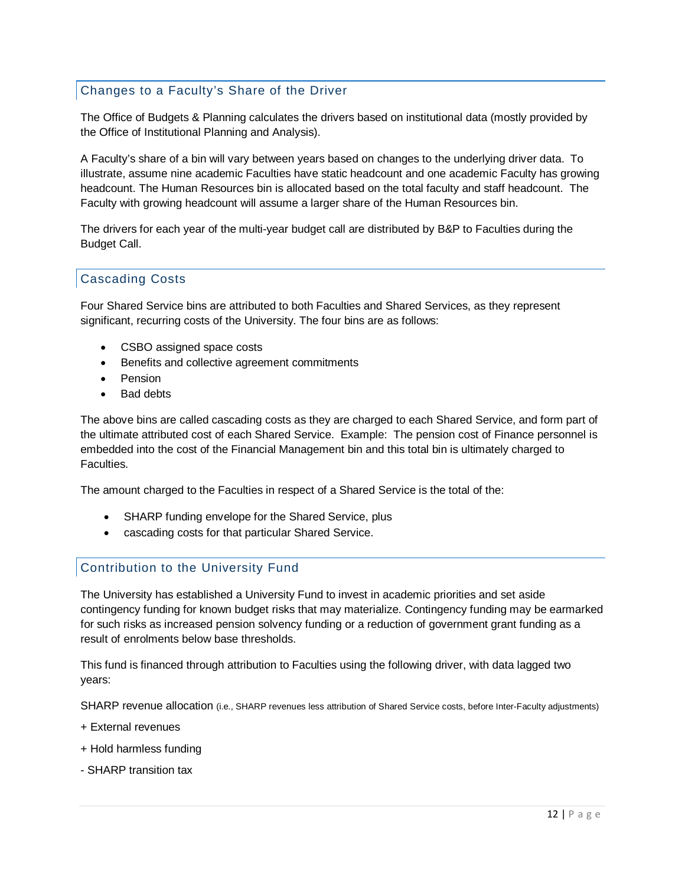## Changes to a Faculty's Share of the Driver

The Office of Budgets & Planning calculates the drivers based on institutional data (mostly provided by the Office of Institutional Planning and Analysis).

A Faculty's share of a bin will vary between years based on changes to the underlying driver data. To illustrate, assume nine academic Faculties have static headcount and one academic Faculty has growing headcount. The Human Resources bin is allocated based on the total faculty and staff headcount. The Faculty with growing headcount will assume a larger share of the Human Resources bin.

The drivers for each year of the multi-year budget call are distributed by B&P to Faculties during the Budget Call.

## Cascading Costs

Four Shared Service bins are attributed to both Faculties and Shared Services, as they represent significant, recurring costs of the University. The four bins are as follows:

- CSBO assigned space costs
- Benefits and collective agreement commitments
- Pension
- Bad debts

The above bins are called cascading costs as they are charged to each Shared Service, and form part of the ultimate attributed cost of each Shared Service. Example: The pension cost of Finance personnel is embedded into the cost of the Financial Management bin and this total bin is ultimately charged to Faculties.

The amount charged to the Faculties in respect of a Shared Service is the total of the:

- SHARP funding envelope for the Shared Service, plus
- cascading costs for that particular Shared Service.

## Contribution to the University Fund

The University has established a University Fund to invest in academic priorities and set aside contingency funding for known budget risks that may materialize. Contingency funding may be earmarked for such risks as increased pension solvency funding or a reduction of government grant funding as a result of enrolments below base thresholds.

This fund is financed through attribution to Faculties using the following driver, with data lagged two years:

SHARP revenue allocation (i.e., SHARP revenues less attribution of Shared Service costs, before Inter-Faculty adjustments)

+ External revenues

+ Hold harmless funding

- SHARP transition tax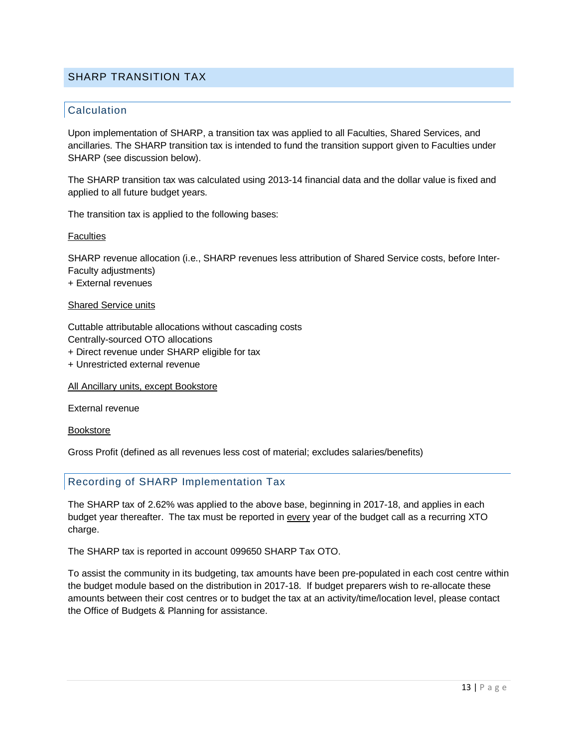## SHARP TRANSITION TAX

### Calculation

Upon implementation of SHARP, a transition tax was applied to all Faculties, Shared Services, and ancillaries. The SHARP transition tax is intended to fund the transition support given to Faculties under SHARP (see discussion below).

The SHARP transition tax was calculated using 2013-14 financial data and the dollar value is fixed and applied to all future budget years.

The transition tax is applied to the following bases:

<u>Faculties</u>

SHARP revenue allocation (i.e., SHARP revenues less attribution of Shared Service costs, before Inter-Faculty adjustments)
+ External revenues

<u>Shared Service units</u>

Cuttable attributable allocations without cascading costs
Centrally-sourced OTO allocations
+ Direct revenue under SHARP eligible for tax
+ Unrestricted external revenue

<u>All Ancillary units, except Bookstore</u>

External revenue

<u>Bookstore</u>

Gross Profit (defined as all revenues less cost of material; excludes salaries/benefits)

### Recording of SHARP Implementation Tax

The SHARP tax of 2.62% was applied to the above base, beginning in 2017-18, and applies in each budget year thereafter. The tax must be reported in <u>every</u> year of the budget call as a recurring XTO charge.

The SHARP tax is reported in account 099650 SHARP Tax OTO.

To assist the community in its budgeting, tax amounts have been pre-populated in each cost centre within the budget module based on the distribution in 2017-18. If budget preparers wish to re-allocate these amounts between their cost centres or to budget the tax at an activity/time/location level, please contact the Office of Budgets & Planning for assistance.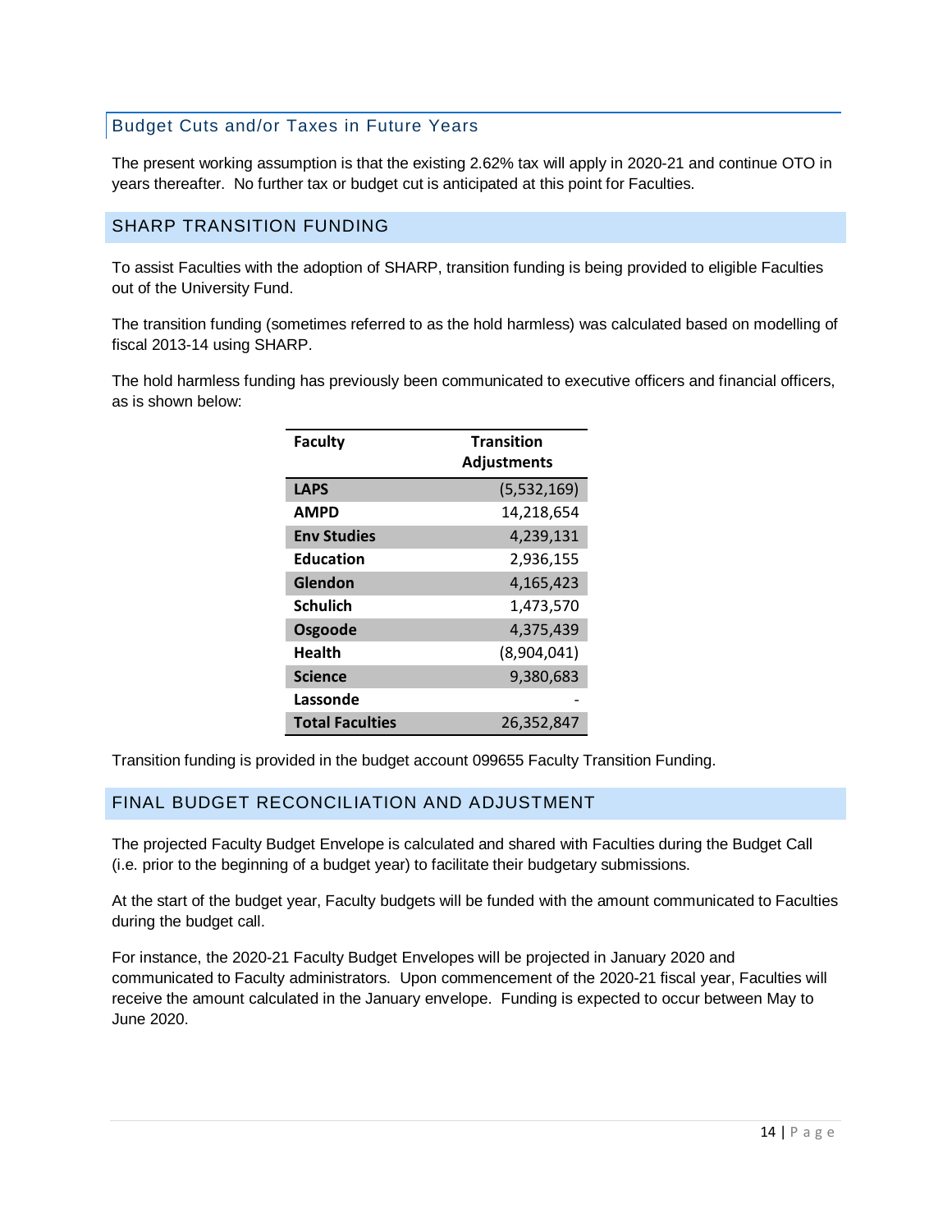### Budget Cuts and/or Taxes in Future Years

The present working assumption is that the existing 2.62% tax will apply in 2020-21 and continue OTO in years thereafter. No further tax or budget cut is anticipated at this point for Faculties.

## SHARP TRANSITION FUNDING

To assist Faculties with the adoption of SHARP, transition funding is being provided to eligible Faculties out of the University Fund.

The transition funding (sometimes referred to as the hold harmless) was calculated based on modelling of fiscal 2013-14 using SHARP.

The hold harmless funding has previously been communicated to executive officers and financial officers, as is shown below:

| Faculty | Transition Adjustments |
|---|---:|
| **LAPS** | (5,532,169) |
| **AMPD** | 14,218,654 |
| **Env Studies** | 4,239,131 |
| **Education** | 2,936,155 |
| **Glendon** | 4,165,423 |
| **Schulich** | 1,473,570 |
| **Osgoode** | 4,375,439 |
| **Health** | (8,904,041) |
| **Science** | 9,380,683 |
| **Lassonde** | - |
| **Total Faculties** | 26,352,847 |

Transition funding is provided in the budget account 099655 Faculty Transition Funding.

## FINAL BUDGET RECONCILIATION AND ADJUSTMENT

The projected Faculty Budget Envelope is calculated and shared with Faculties during the Budget Call (i.e. prior to the beginning of a budget year) to facilitate their budgetary submissions.

At the start of the budget year, Faculty budgets will be funded with the amount communicated to Faculties during the budget call.

For instance, the 2020-21 Faculty Budget Envelopes will be projected in January 2020 and communicated to Faculty administrators. Upon commencement of the 2020-21 fiscal year, Faculties will receive the amount calculated in the January envelope. Funding is expected to occur between May to June 2020.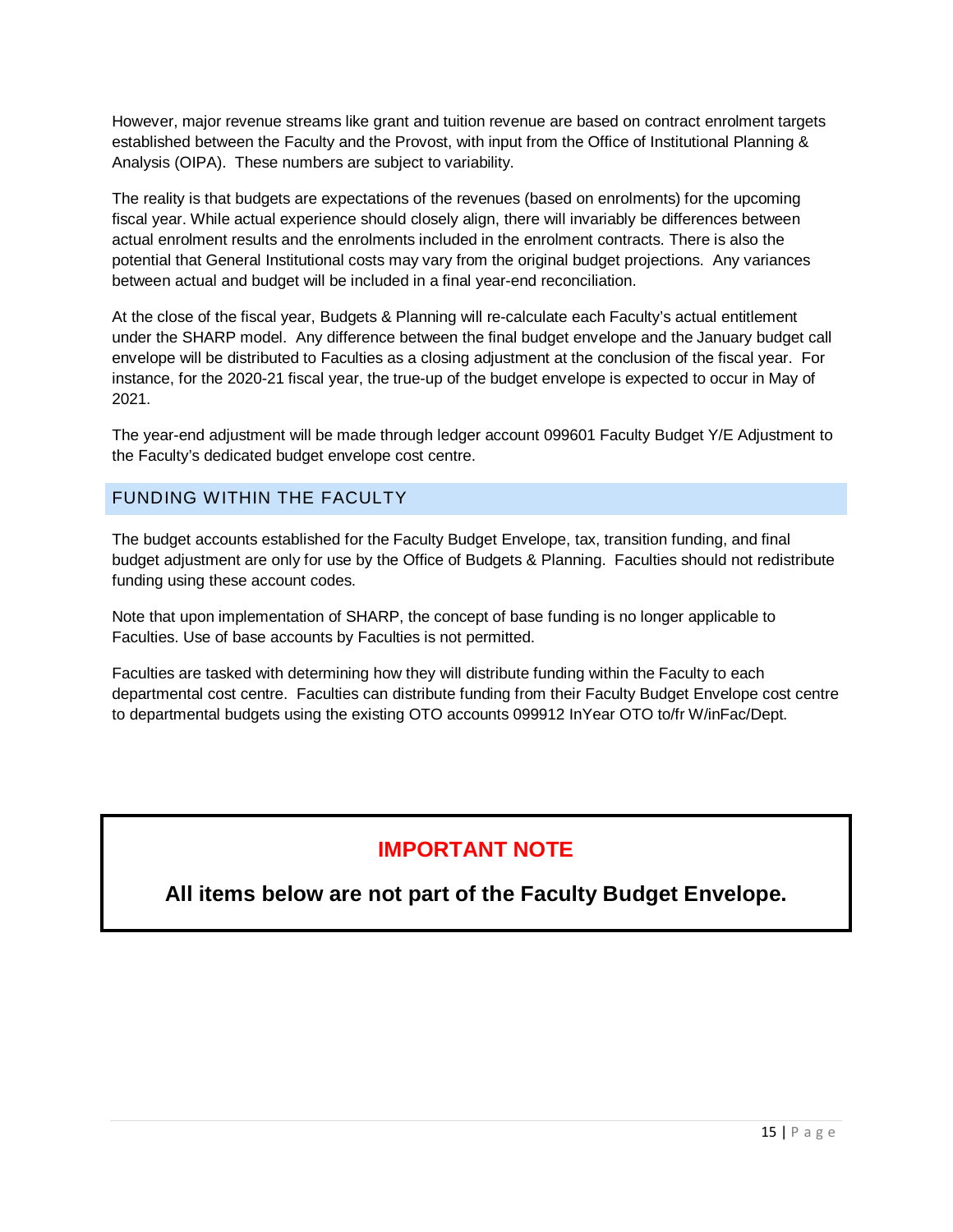However, major revenue streams like grant and tuition revenue are based on contract enrolment targets established between the Faculty and the Provost, with input from the Office of Institutional Planning & Analysis (OIPA). These numbers are subject to variability.

The reality is that budgets are expectations of the revenues (based on enrolments) for the upcoming fiscal year. While actual experience should closely align, there will invariably be differences between actual enrolment results and the enrolments included in the enrolment contracts. There is also the potential that General Institutional costs may vary from the original budget projections. Any variances between actual and budget will be included in a final year-end reconciliation.

At the close of the fiscal year, Budgets & Planning will re-calculate each Faculty's actual entitlement under the SHARP model. Any difference between the final budget envelope and the January budget call envelope will be distributed to Faculties as a closing adjustment at the conclusion of the fiscal year. For instance, for the 2020-21 fiscal year, the true-up of the budget envelope is expected to occur in May of 2021.

The year-end adjustment will be made through ledger account 099601 Faculty Budget Y/E Adjustment to the Faculty's dedicated budget envelope cost centre.

## FUNDING WITHIN THE FACULTY

The budget accounts established for the Faculty Budget Envelope, tax, transition funding, and final budget adjustment are only for use by the Office of Budgets & Planning. Faculties should not redistribute funding using these account codes.

Note that upon implementation of SHARP, the concept of base funding is no longer applicable to Faculties. Use of base accounts by Faculties is not permitted.

Faculties are tasked with determining how they will distribute funding within the Faculty to each departmental cost centre. Faculties can distribute funding from their Faculty Budget Envelope cost centre to departmental budgets using the existing OTO accounts 099912 InYear OTO to/fr W/inFac/Dept.

**IMPORTANT NOTE**

**All items below are not part of the Faculty Budget Envelope.**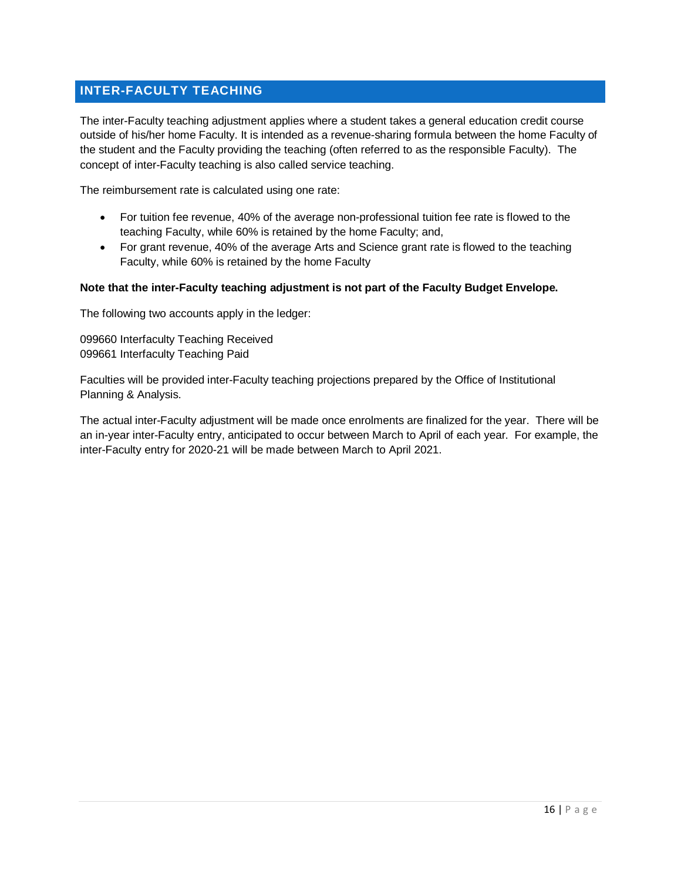## INTER-FACULTY TEACHING

The inter-Faculty teaching adjustment applies where a student takes a general education credit course outside of his/her home Faculty. It is intended as a revenue-sharing formula between the home Faculty of the student and the Faculty providing the teaching (often referred to as the responsible Faculty). The concept of inter-Faculty teaching is also called service teaching.

The reimbursement rate is calculated using one rate:

- For tuition fee revenue, 40% of the average non-professional tuition fee rate is flowed to the teaching Faculty, while 60% is retained by the home Faculty; and,
- For grant revenue, 40% of the average Arts and Science grant rate is flowed to the teaching Faculty, while 60% is retained by the home Faculty

**Note that the inter-Faculty teaching adjustment is not part of the Faculty Budget Envelope.**

The following two accounts apply in the ledger:

099660 Interfaculty Teaching Received
099661 Interfaculty Teaching Paid

Faculties will be provided inter-Faculty teaching projections prepared by the Office of Institutional Planning & Analysis.

The actual inter-Faculty adjustment will be made once enrolments are finalized for the year. There will be an in-year inter-Faculty entry, anticipated to occur between March to April of each year. For example, the inter-Faculty entry for 2020-21 will be made between March to April 2021.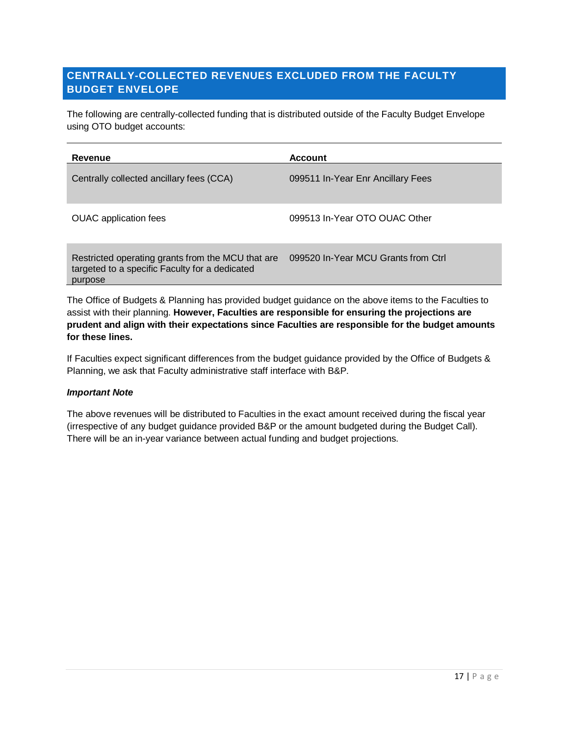## CENTRALLY-COLLECTED REVENUES EXCLUDED FROM THE FACULTY BUDGET ENVELOPE

The following are centrally-collected funding that is distributed outside of the Faculty Budget Envelope using OTO budget accounts:

| Revenue | Account |
|---|---|
| Centrally collected ancillary fees (CCA) | 099511 In-Year Enr Ancillary Fees |
| OUAC application fees | 099513 In-Year OTO OUAC Other |
| Restricted operating grants from the MCU that are targeted to a specific Faculty for a dedicated purpose | 099520 In-Year MCU Grants from Ctrl |

The Office of Budgets & Planning has provided budget guidance on the above items to the Faculties to assist with their planning. **However, Faculties are responsible for ensuring the projections are prudent and align with their expectations since Faculties are responsible for the budget amounts for these lines.**

If Faculties expect significant differences from the budget guidance provided by the Office of Budgets & Planning, we ask that Faculty administrative staff interface with B&P.

***Important Note***

The above revenues will be distributed to Faculties in the exact amount received during the fiscal year (irrespective of any budget guidance provided B&P or the amount budgeted during the Budget Call). There will be an in-year variance between actual funding and budget projections.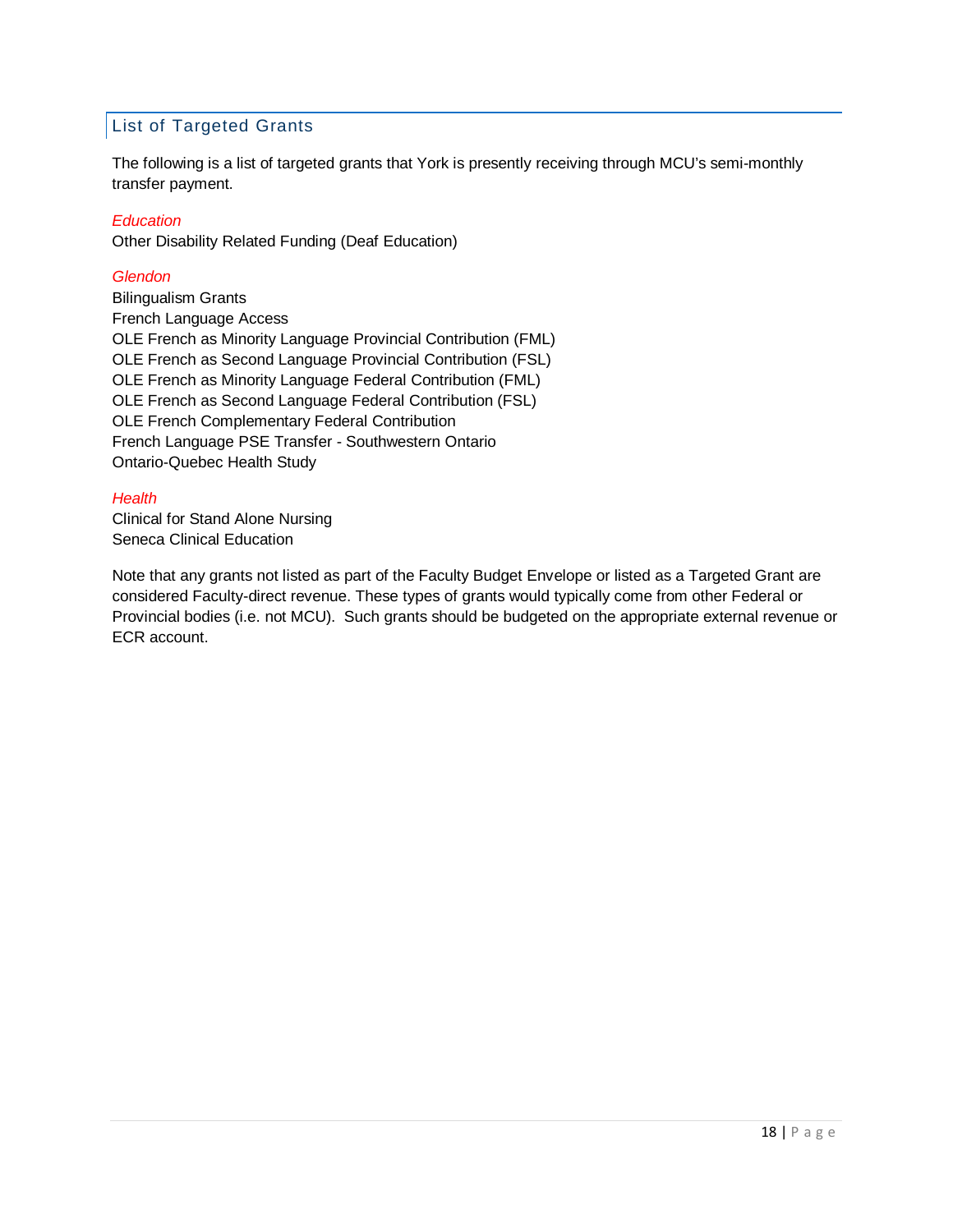## List of Targeted Grants

The following is a list of targeted grants that York is presently receiving through MCU's semi-monthly transfer payment.

*Education*

Other Disability Related Funding (Deaf Education)

*Glendon*

Bilingualism Grants
French Language Access
OLE French as Minority Language Provincial Contribution (FML)
OLE French as Second Language Provincial Contribution (FSL)
OLE French as Minority Language Federal Contribution (FML)
OLE French as Second Language Federal Contribution (FSL)
OLE French Complementary Federal Contribution
French Language PSE Transfer - Southwestern Ontario
Ontario-Quebec Health Study

*Health*

Clinical for Stand Alone Nursing
Seneca Clinical Education

Note that any grants not listed as part of the Faculty Budget Envelope or listed as a Targeted Grant are considered Faculty-direct revenue. These types of grants would typically come from other Federal or Provincial bodies (i.e. not MCU). Such grants should be budgeted on the appropriate external revenue or ECR account.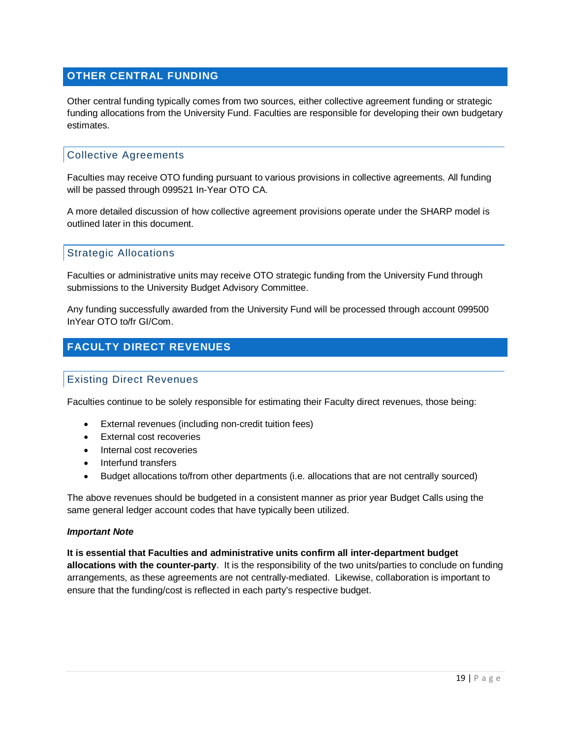## OTHER CENTRAL FUNDING

Other central funding typically comes from two sources, either collective agreement funding or strategic funding allocations from the University Fund. Faculties are responsible for developing their own budgetary estimates.

### Collective Agreements

Faculties may receive OTO funding pursuant to various provisions in collective agreements. All funding will be passed through 099521 In-Year OTO CA.

A more detailed discussion of how collective agreement provisions operate under the SHARP model is outlined later in this document.

### Strategic Allocations

Faculties or administrative units may receive OTO strategic funding from the University Fund through submissions to the University Budget Advisory Committee.

Any funding successfully awarded from the University Fund will be processed through account 099500 InYear OTO to/fr GI/Com.

## FACULTY DIRECT REVENUES

### Existing Direct Revenues

Faculties continue to be solely responsible for estimating their Faculty direct revenues, those being:

- External revenues (including non-credit tuition fees)
- External cost recoveries
- Internal cost recoveries
- Interfund transfers
- Budget allocations to/from other departments (i.e. allocations that are not centrally sourced)

The above revenues should be budgeted in a consistent manner as prior year Budget Calls using the same general ledger account codes that have typically been utilized.

***Important Note***

**It is essential that Faculties and administrative units confirm all inter-department budget allocations with the counter-party**. It is the responsibility of the two units/parties to conclude on funding arrangements, as these agreements are not centrally-mediated. Likewise, collaboration is important to ensure that the funding/cost is reflected in each party's respective budget.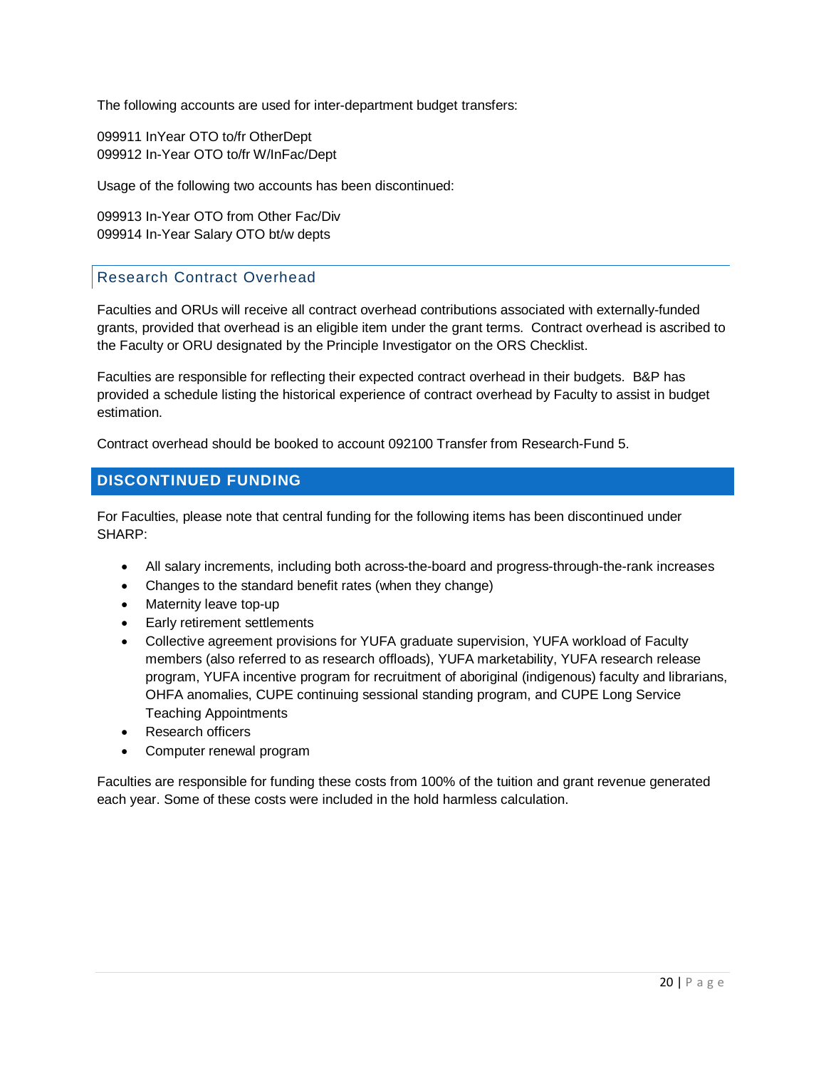The following accounts are used for inter-department budget transfers:

099911 InYear OTO to/fr OtherDept
099912 In-Year OTO to/fr W/InFac/Dept

Usage of the following two accounts has been discontinued:

099913 In-Year OTO from Other Fac/Div
099914 In-Year Salary OTO bt/w depts

### Research Contract Overhead

Faculties and ORUs will receive all contract overhead contributions associated with externally-funded grants, provided that overhead is an eligible item under the grant terms. Contract overhead is ascribed to the Faculty or ORU designated by the Principle Investigator on the ORS Checklist.

Faculties are responsible for reflecting their expected contract overhead in their budgets. B&P has provided a schedule listing the historical experience of contract overhead by Faculty to assist in budget estimation.

Contract overhead should be booked to account 092100 Transfer from Research-Fund 5.

## DISCONTINUED FUNDING

For Faculties, please note that central funding for the following items has been discontinued under SHARP:

- All salary increments, including both across-the-board and progress-through-the-rank increases
- Changes to the standard benefit rates (when they change)
- Maternity leave top-up
- Early retirement settlements
- Collective agreement provisions for YUFA graduate supervision, YUFA workload of Faculty members (also referred to as research offloads), YUFA marketability, YUFA research release program, YUFA incentive program for recruitment of aboriginal (indigenous) faculty and librarians, OHFA anomalies, CUPE continuing sessional standing program, and CUPE Long Service Teaching Appointments
- Research officers
- Computer renewal program

Faculties are responsible for funding these costs from 100% of the tuition and grant revenue generated each year. Some of these costs were included in the hold harmless calculation.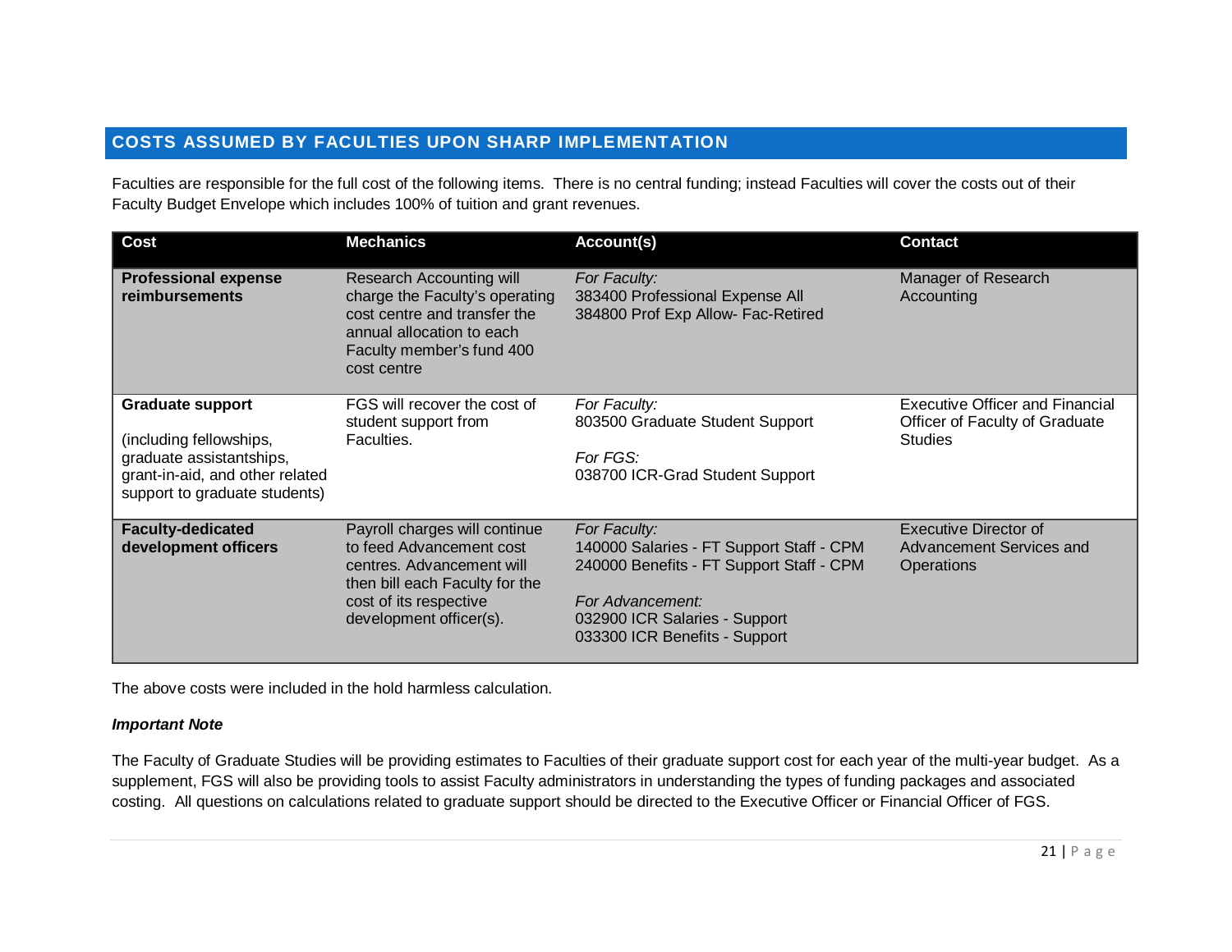## COSTS ASSUMED BY FACULTIES UPON SHARP IMPLEMENTATION

Faculties are responsible for the full cost of the following items. There is no central funding; instead Faculties will cover the costs out of their Faculty Budget Envelope which includes 100% of tuition and grant revenues.

| Cost | Mechanics | Account(s) | Contact |
|---|---|---|---|
| **Professional expense reimbursements** | Research Accounting will charge the Faculty's operating cost centre and transfer the annual allocation to each Faculty member's fund 400 cost centre | *For Faculty:*<br>383400 Professional Expense All<br>384800 Prof Exp Allow- Fac-Retired | Manager of Research Accounting |
| **Graduate support**<br><br>(including fellowships, graduate assistantships, grant-in-aid, and other related support to graduate students) | FGS will recover the cost of student support from Faculties. | *For Faculty:*<br>803500 Graduate Student Support<br><br>*For FGS:*<br>038700 ICR-Grad Student Support | Executive Officer and Financial Officer of Faculty of Graduate Studies |
| **Faculty-dedicated development officers** | Payroll charges will continue to feed Advancement cost centres. Advancement will then bill each Faculty for the cost of its respective development officer(s). | *For Faculty:*<br>140000 Salaries - FT Support Staff - CPM<br>240000 Benefits - FT Support Staff - CPM<br><br>*For Advancement:*<br>032900 ICR Salaries - Support<br>033300 ICR Benefits - Support | Executive Director of Advancement Services and Operations |

The above costs were included in the hold harmless calculation.

***Important Note***

The Faculty of Graduate Studies will be providing estimates to Faculties of their graduate support cost for each year of the multi-year budget. As a supplement, FGS will also be providing tools to assist Faculty administrators in understanding the types of funding packages and associated costing. All questions on calculations related to graduate support should be directed to the Executive Officer or Financial Officer of FGS.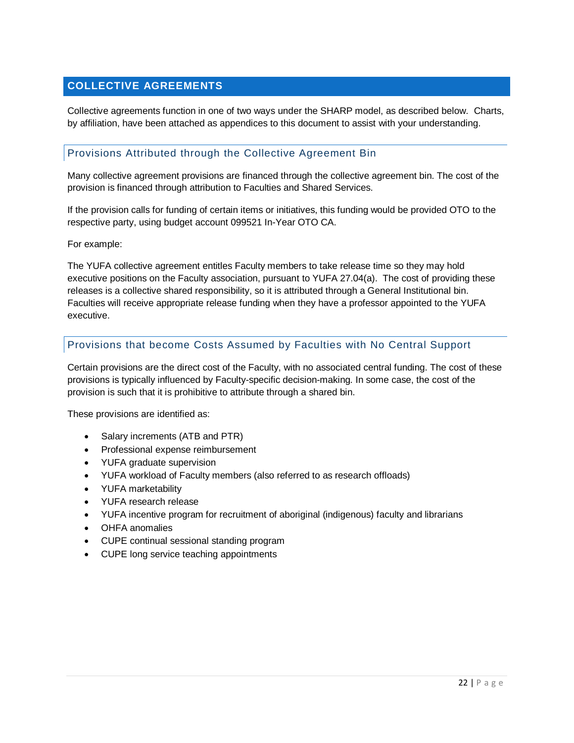## COLLECTIVE AGREEMENTS

Collective agreements function in one of two ways under the SHARP model, as described below. Charts, by affiliation, have been attached as appendices to this document to assist with your understanding.

### Provisions Attributed through the Collective Agreement Bin

Many collective agreement provisions are financed through the collective agreement bin. The cost of the provision is financed through attribution to Faculties and Shared Services.

If the provision calls for funding of certain items or initiatives, this funding would be provided OTO to the respective party, using budget account 099521 In-Year OTO CA.

For example:

The YUFA collective agreement entitles Faculty members to take release time so they may hold executive positions on the Faculty association, pursuant to YUFA 27.04(a). The cost of providing these releases is a collective shared responsibility, so it is attributed through a General Institutional bin. Faculties will receive appropriate release funding when they have a professor appointed to the YUFA executive.

### Provisions that become Costs Assumed by Faculties with No Central Support

Certain provisions are the direct cost of the Faculty, with no associated central funding. The cost of these provisions is typically influenced by Faculty-specific decision-making. In some case, the cost of the provision is such that it is prohibitive to attribute through a shared bin.

These provisions are identified as:

- Salary increments (ATB and PTR)
- Professional expense reimbursement
- YUFA graduate supervision
- YUFA workload of Faculty members (also referred to as research offloads)
- YUFA marketability
- YUFA research release
- YUFA incentive program for recruitment of aboriginal (indigenous) faculty and librarians
- OHFA anomalies
- CUPE continual sessional standing program
- CUPE long service teaching appointments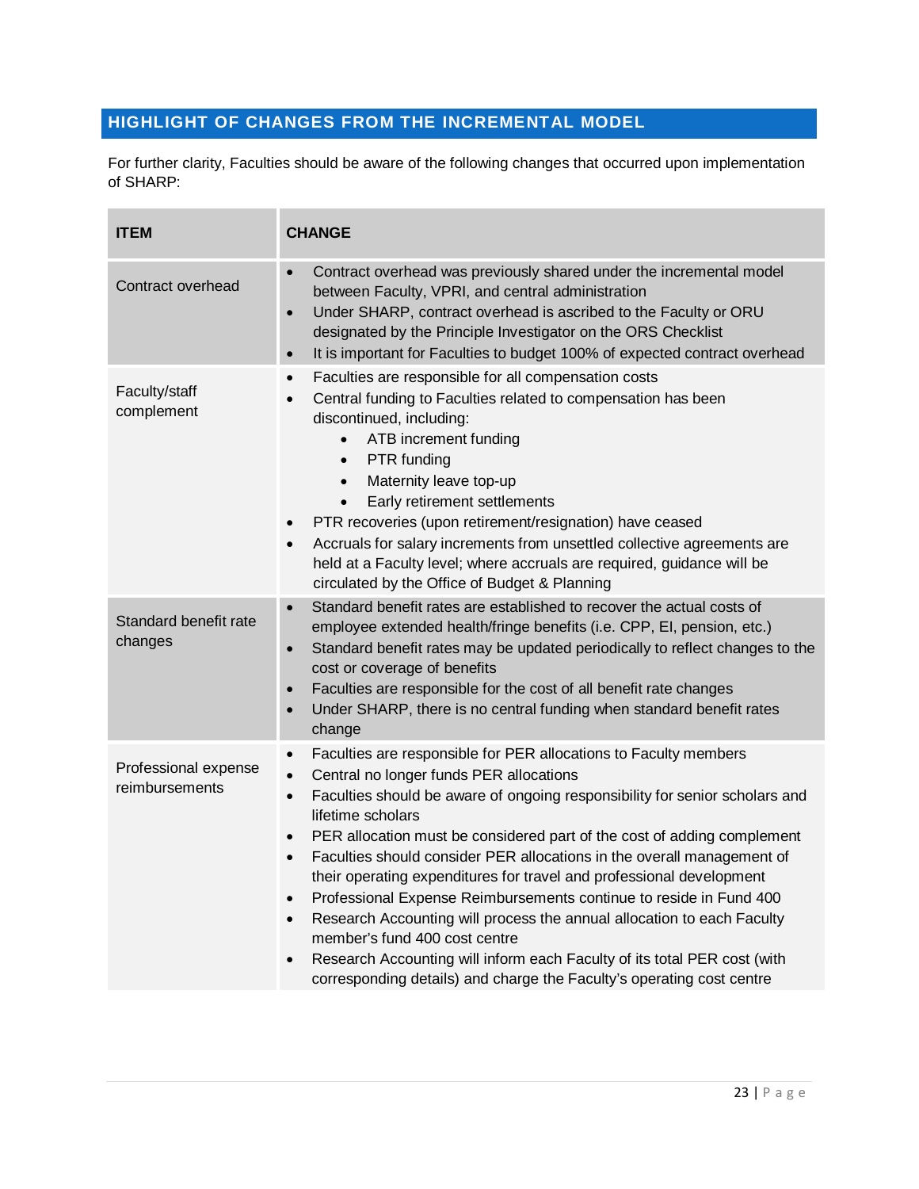## HIGHLIGHT OF CHANGES FROM THE INCREMENTAL MODEL

For further clarity, Faculties should be aware of the following changes that occurred upon implementation of SHARP:

| ITEM | CHANGE |
|---|---|
| Contract overhead | • Contract overhead was previously shared under the incremental model between Faculty, VPRI, and central administration<br>• Under SHARP, contract overhead is ascribed to the Faculty or ORU designated by the Principle Investigator on the ORS Checklist<br>• It is important for Faculties to budget 100% of expected contract overhead |
| Faculty/staff complement | • Faculties are responsible for all compensation costs<br>• Central funding to Faculties related to compensation has been discontinued, including:<br>&nbsp;&nbsp;&nbsp;&nbsp;• ATB increment funding<br>&nbsp;&nbsp;&nbsp;&nbsp;• PTR funding<br>&nbsp;&nbsp;&nbsp;&nbsp;• Maternity leave top-up<br>&nbsp;&nbsp;&nbsp;&nbsp;• Early retirement settlements<br>• PTR recoveries (upon retirement/resignation) have ceased<br>• Accruals for salary increments from unsettled collective agreements are held at a Faculty level; where accruals are required, guidance will be circulated by the Office of Budget & Planning |
| Standard benefit rate changes | • Standard benefit rates are established to recover the actual costs of employee extended health/fringe benefits (i.e. CPP, EI, pension, etc.)<br>• Standard benefit rates may be updated periodically to reflect changes to the cost or coverage of benefits<br>• Faculties are responsible for the cost of all benefit rate changes<br>• Under SHARP, there is no central funding when standard benefit rates change |
| Professional expense reimbursements | • Faculties are responsible for PER allocations to Faculty members<br>• Central no longer funds PER allocations<br>• Faculties should be aware of ongoing responsibility for senior scholars and lifetime scholars<br>• PER allocation must be considered part of the cost of adding complement<br>• Faculties should consider PER allocations in the overall management of their operating expenditures for travel and professional development<br>• Professional Expense Reimbursements continue to reside in Fund 400<br>• Research Accounting will process the annual allocation to each Faculty member's fund 400 cost centre<br>• Research Accounting will inform each Faculty of its total PER cost (with corresponding details) and charge the Faculty's operating cost centre |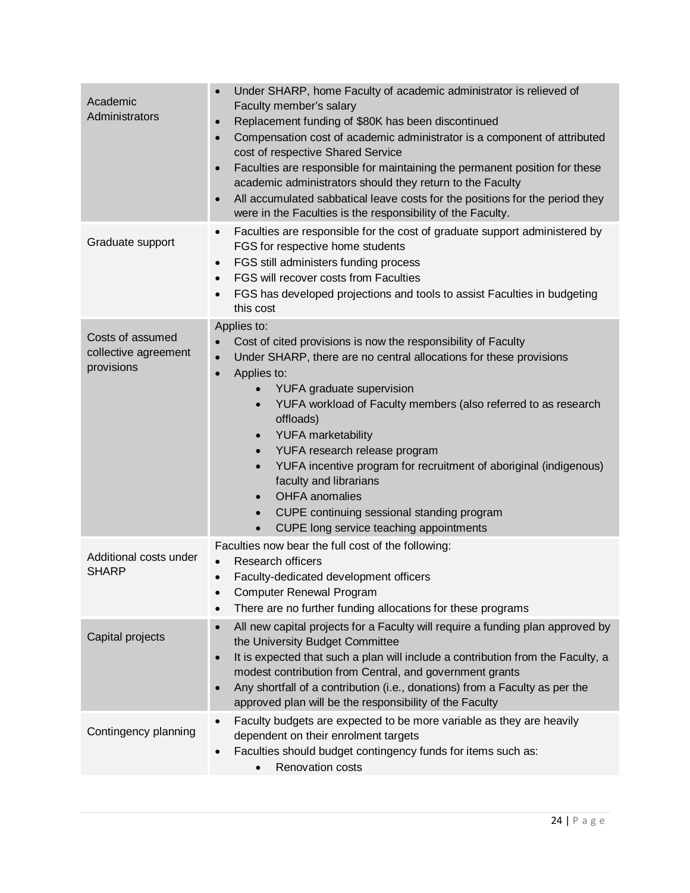| | |
|---|---|
| Academic Administrators | • Under SHARP, home Faculty of academic administrator is relieved of Faculty member's salary<br>• Replacement funding of $80K has been discontinued<br>• Compensation cost of academic administrator is a component of attributed cost of respective Shared Service<br>• Faculties are responsible for maintaining the permanent position for these academic administrators should they return to the Faculty<br>• All accumulated sabbatical leave costs for the positions for the period they were in the Faculties is the responsibility of the Faculty. |
| Graduate support | • Faculties are responsible for the cost of graduate support administered by FGS for respective home students<br>• FGS still administers funding process<br>• FGS will recover costs from Faculties<br>• FGS has developed projections and tools to assist Faculties in budgeting this cost |
| Costs of assumed collective agreement provisions | Applies to:<br>• Cost of cited provisions is now the responsibility of Faculty<br>• Under SHARP, there are no central allocations for these provisions<br>• Applies to:<br>&nbsp;&nbsp;&nbsp;&nbsp;• YUFA graduate supervision<br>&nbsp;&nbsp;&nbsp;&nbsp;• YUFA workload of Faculty members (also referred to as research offloads)<br>&nbsp;&nbsp;&nbsp;&nbsp;• YUFA marketability<br>&nbsp;&nbsp;&nbsp;&nbsp;• YUFA research release program<br>&nbsp;&nbsp;&nbsp;&nbsp;• YUFA incentive program for recruitment of aboriginal (indigenous) faculty and librarians<br>&nbsp;&nbsp;&nbsp;&nbsp;• OHFA anomalies<br>&nbsp;&nbsp;&nbsp;&nbsp;• CUPE continuing sessional standing program<br>&nbsp;&nbsp;&nbsp;&nbsp;• CUPE long service teaching appointments |
| Additional costs under SHARP | Faculties now bear the full cost of the following:<br>• Research officers<br>• Faculty-dedicated development officers<br>• Computer Renewal Program<br>• There are no further funding allocations for these programs |
| Capital projects | • All new capital projects for a Faculty will require a funding plan approved by the University Budget Committee<br>• It is expected that such a plan will include a contribution from the Faculty, a modest contribution from Central, and government grants<br>• Any shortfall of a contribution (i.e., donations) from a Faculty as per the approved plan will be the responsibility of the Faculty |
| Contingency planning | • Faculty budgets are expected to be more variable as they are heavily dependent on their enrolment targets<br>• Faculties should budget contingency funds for items such as:<br>&nbsp;&nbsp;&nbsp;&nbsp;• Renovation costs |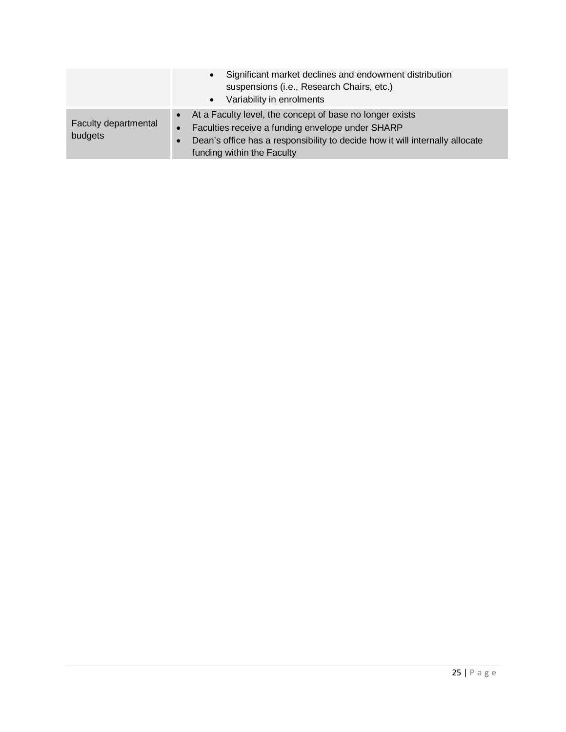| | |
|---|---|
| | • Significant market declines and endowment distribution suspensions (i.e., Research Chairs, etc.)<br>• Variability in enrolments |
| Faculty departmental budgets | • At a Faculty level, the concept of base no longer exists<br>• Faculties receive a funding envelope under SHARP<br>• Dean's office has a responsibility to decide how it will internally allocate funding within the Faculty |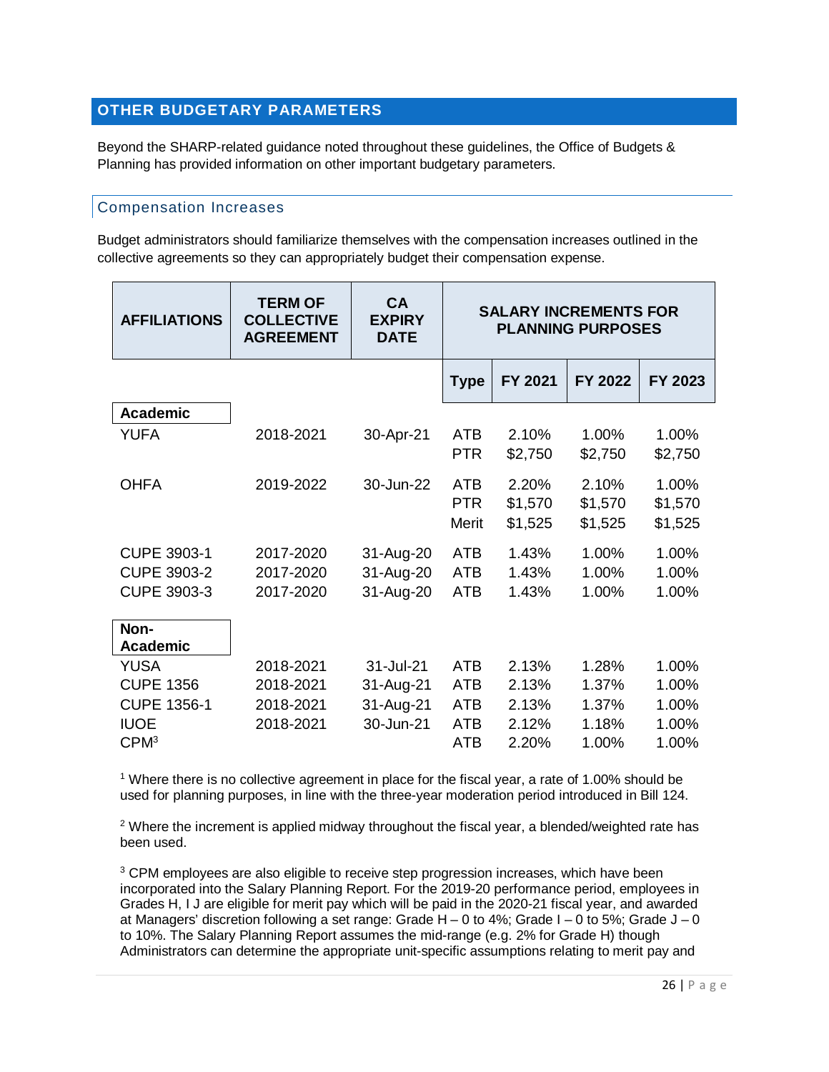## OTHER BUDGETARY PARAMETERS

Beyond the SHARP-related guidance noted throughout these guidelines, the Office of Budgets & Planning has provided information on other important budgetary parameters.

### Compensation Increases

Budget administrators should familiarize themselves with the compensation increases outlined in the collective agreements so they can appropriately budget their compensation expense.

| AFFILIATIONS | TERM OF COLLECTIVE AGREEMENT | CA EXPIRY DATE | SALARY INCREMENTS FOR PLANNING PURPOSES | | | |
|---|---|---|---|---|---|---|
| | | | Type | FY 2021 | FY 2022 | FY 2023 |
| **Academic** | | | | | | |
| YUFA | 2018-2021 | 30-Apr-21 | ATB | 2.10% | 1.00% | 1.00% |
| | | | PTR | $2,750 | $2,750 | $2,750 |
| OHFA | 2019-2022 | 30-Jun-22 | ATB | 2.20% | 2.10% | 1.00% |
| | | | PTR | $1,570 | $1,570 | $1,570 |
| | | | Merit | $1,525 | $1,525 | $1,525 |
| CUPE 3903-1 | 2017-2020 | 31-Aug-20 | ATB | 1.43% | 1.00% | 1.00% |
| CUPE 3903-2 | 2017-2020 | 31-Aug-20 | ATB | 1.43% | 1.00% | 1.00% |
| CUPE 3903-3 | 2017-2020 | 31-Aug-20 | ATB | 1.43% | 1.00% | 1.00% |
| **Non-Academic** | | | | | | |
| YUSA | 2018-2021 | 31-Jul-21 | ATB | 2.13% | 1.28% | 1.00% |
| CUPE 1356 | 2018-2021 | 31-Aug-21 | ATB | 2.13% | 1.37% | 1.00% |
| CUPE 1356-1 | 2018-2021 | 31-Aug-21 | ATB | 2.13% | 1.37% | 1.00% |
| IUOE | 2018-2021 | 30-Jun-21 | ATB | 2.12% | 1.18% | 1.00% |
| CPM[3] | | | ATB | 2.20% | 1.00% | 1.00% |

[1] Where there is no collective agreement in place for the fiscal year, a rate of 1.00% should be used for planning purposes, in line with the three-year moderation period introduced in Bill 124.

[2] Where the increment is applied midway throughout the fiscal year, a blended/weighted rate has been used.

[3] CPM employees are also eligible to receive step progression increases, which have been incorporated into the Salary Planning Report. For the 2019-20 performance period, employees in Grades H, I J are eligible for merit pay which will be paid in the 2020-21 fiscal year, and awarded at Managers' discretion following a set range: Grade H – 0 to 4%; Grade I – 0 to 5%; Grade J – 0 to 10%. The Salary Planning Report assumes the mid-range (e.g. 2% for Grade H) though Administrators can determine the appropriate unit-specific assumptions relating to merit pay and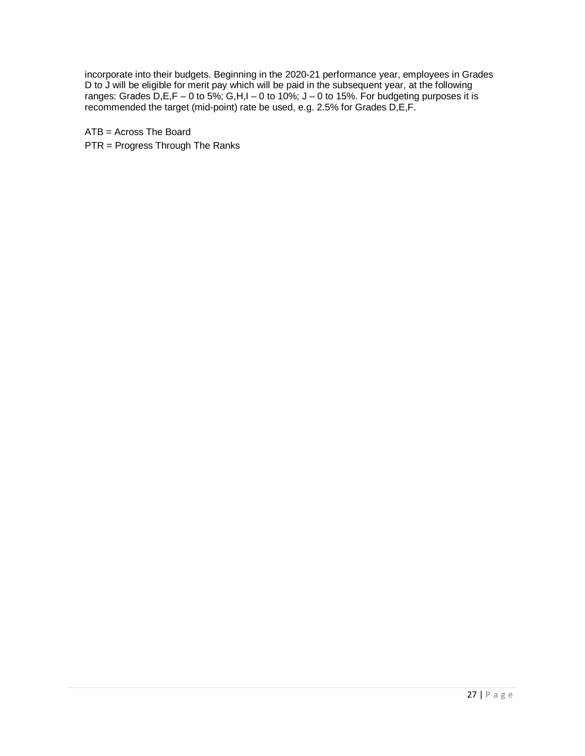incorporate into their budgets. Beginning in the 2020-21 performance year, employees in Grades D to J will be eligible for merit pay which will be paid in the subsequent year, at the following ranges: Grades D,E,F – 0 to 5%; G,H,I – 0 to 10%; J – 0 to 15%. For budgeting purposes it is recommended the target (mid-point) rate be used, e.g. 2.5% for Grades D,E,F.

ATB = Across The Board

PTR = Progress Through The Ranks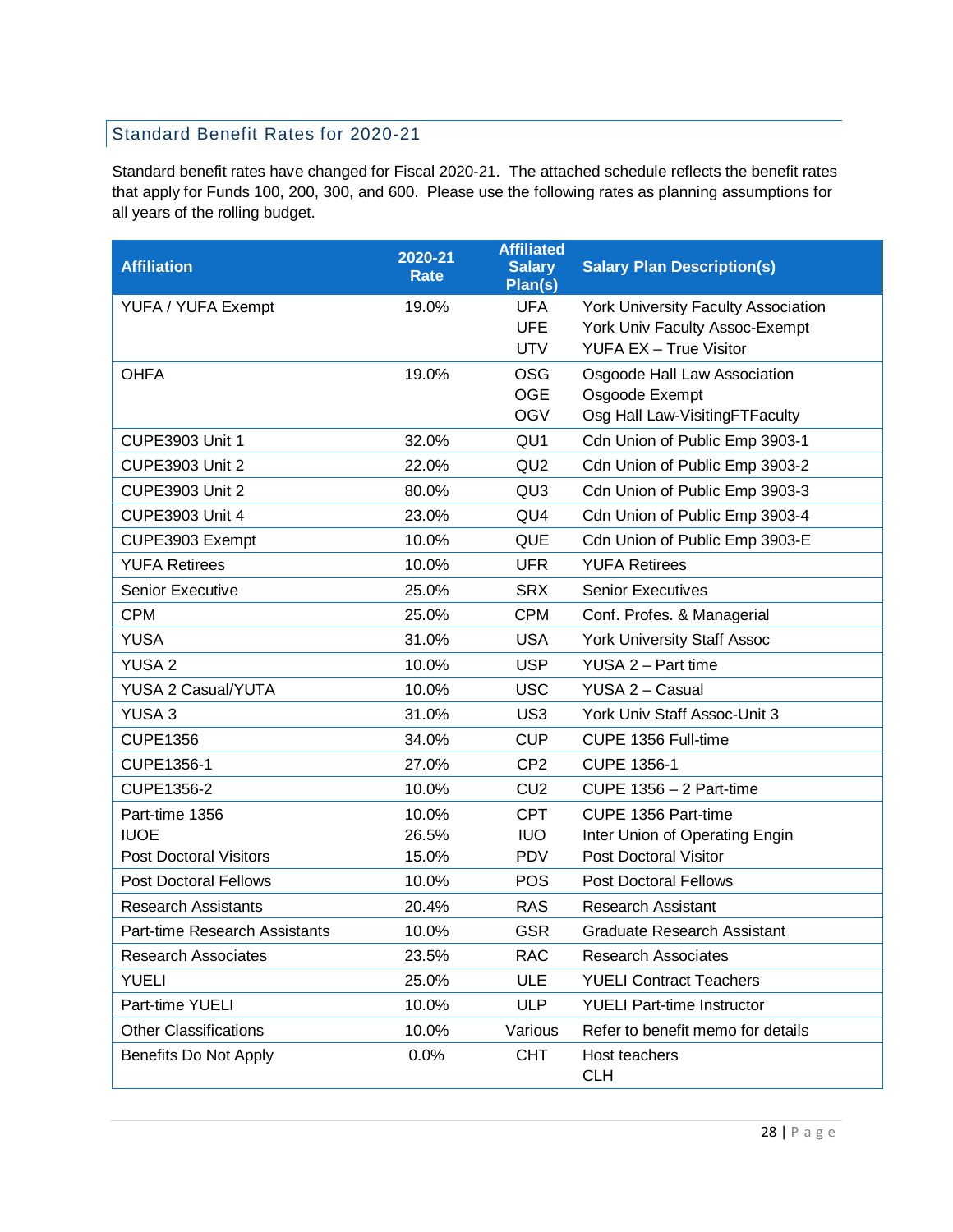## Standard Benefit Rates for 2020-21

Standard benefit rates have changed for Fiscal 2020-21. The attached schedule reflects the benefit rates that apply for Funds 100, 200, 300, and 600. Please use the following rates as planning assumptions for all years of the rolling budget.

| Affiliation | 2020-21 Rate | Affiliated Salary Plan(s) | Salary Plan Description(s) |
|---|---|---|---|
| YUFA / YUFA Exempt | 19.0% | UFA<br>UFE<br>UTV | York University Faculty Association<br>York Univ Faculty Assoc-Exempt<br>YUFA EX – True Visitor |
| OHFA | 19.0% | OSG<br>OGE<br>OGV | Osgoode Hall Law Association<br>Osgoode Exempt<br>Osg Hall Law-VisitingFTFaculty |
| CUPE3903 Unit 1 | 32.0% | QU1 | Cdn Union of Public Emp 3903-1 |
| CUPE3903 Unit 2 | 22.0% | QU2 | Cdn Union of Public Emp 3903-2 |
| CUPE3903 Unit 2 | 80.0% | QU3 | Cdn Union of Public Emp 3903-3 |
| CUPE3903 Unit 4 | 23.0% | QU4 | Cdn Union of Public Emp 3903-4 |
| CUPE3903 Exempt | 10.0% | QUE | Cdn Union of Public Emp 3903-E |
| YUFA Retirees | 10.0% | UFR | YUFA Retirees |
| Senior Executive | 25.0% | SRX | Senior Executives |
| CPM | 25.0% | CPM | Conf. Profes. & Managerial |
| YUSA | 31.0% | USA | York University Staff Assoc |
| YUSA 2 | 10.0% | USP | YUSA 2 – Part time |
| YUSA 2 Casual/YUTA | 10.0% | USC | YUSA 2 – Casual |
| YUSA 3 | 31.0% | US3 | York Univ Staff Assoc-Unit 3 |
| CUPE1356 | 34.0% | CUP | CUPE 1356 Full-time |
| CUPE1356-1 | 27.0% | CP2 | CUPE 1356-1 |
| CUPE1356-2 | 10.0% | CU2 | CUPE 1356 – 2 Part-time |
| Part-time 1356<br>IUOE<br>Post Doctoral Visitors | 10.0%<br>26.5%<br>15.0% | CPT<br>IUO<br>PDV | CUPE 1356 Part-time<br>Inter Union of Operating Engin<br>Post Doctoral Visitor |
| Post Doctoral Fellows | 10.0% | POS | Post Doctoral Fellows |
| Research Assistants | 20.4% | RAS | Research Assistant |
| Part-time Research Assistants | 10.0% | GSR | Graduate Research Assistant |
| Research Associates | 23.5% | RAC | Research Associates |
| YUELI | 25.0% | ULE | YUELI Contract Teachers |
| Part-time YUELI | 10.0% | ULP | YUELI Part-time Instructor |
| Other Classifications | 10.0% | Various | Refer to benefit memo for details |
| Benefits Do Not Apply | 0.0% | CHT | Host teachers<br>CLH |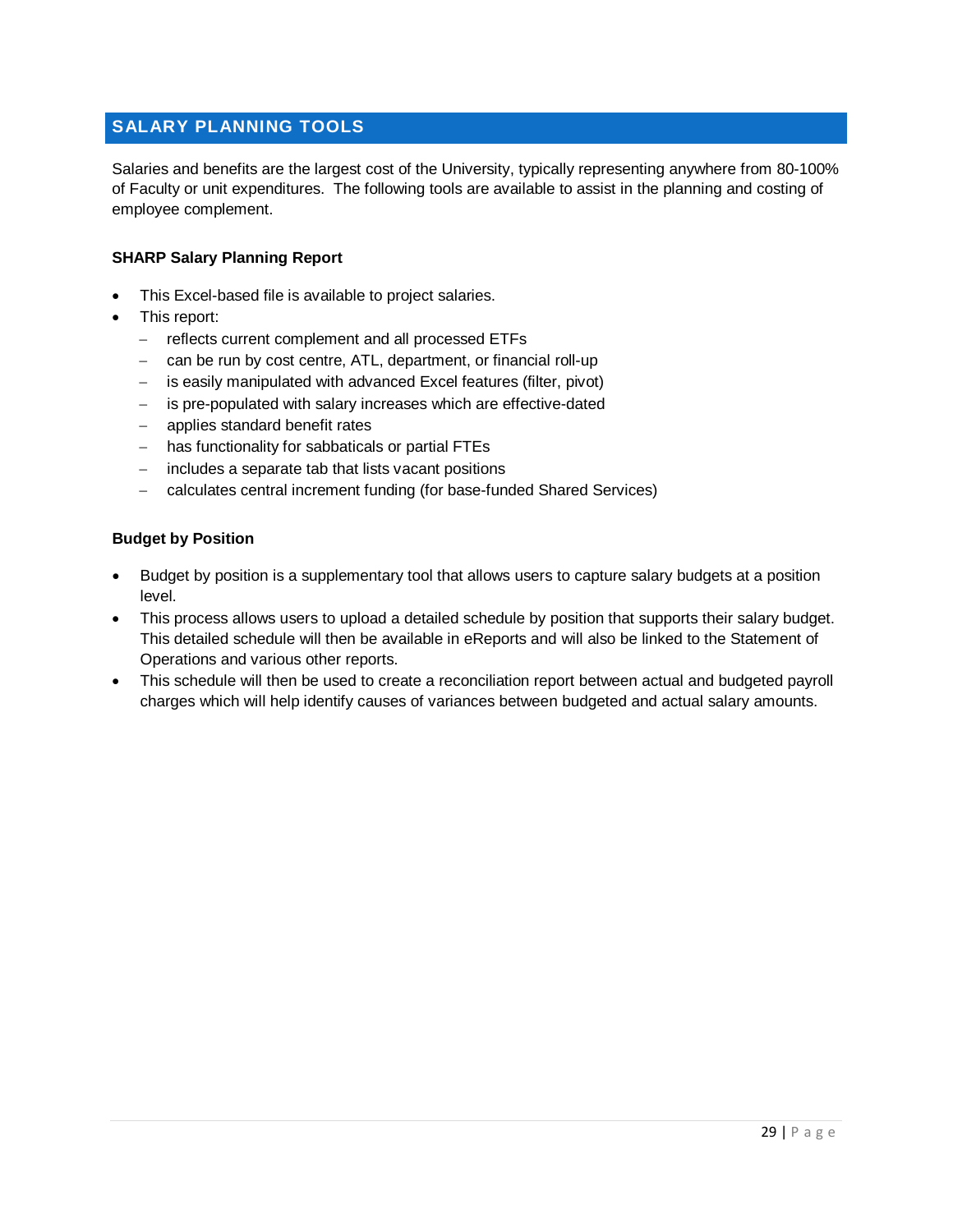## SALARY PLANNING TOOLS

Salaries and benefits are the largest cost of the University, typically representing anywhere from 80-100% of Faculty or unit expenditures. The following tools are available to assist in the planning and costing of employee complement.

### SHARP Salary Planning Report

- This Excel-based file is available to project salaries.
- This report:
  - reflects current complement and all processed ETFs
  - can be run by cost centre, ATL, department, or financial roll-up
  - is easily manipulated with advanced Excel features (filter, pivot)
  - is pre-populated with salary increases which are effective-dated
  - applies standard benefit rates
  - has functionality for sabbaticals or partial FTEs
  - includes a separate tab that lists vacant positions
  - calculates central increment funding (for base-funded Shared Services)

### Budget by Position

- Budget by position is a supplementary tool that allows users to capture salary budgets at a position level.
- This process allows users to upload a detailed schedule by position that supports their salary budget. This detailed schedule will then be available in eReports and will also be linked to the Statement of Operations and various other reports.
- This schedule will then be used to create a reconciliation report between actual and budgeted payroll charges which will help identify causes of variances between budgeted and actual salary amounts.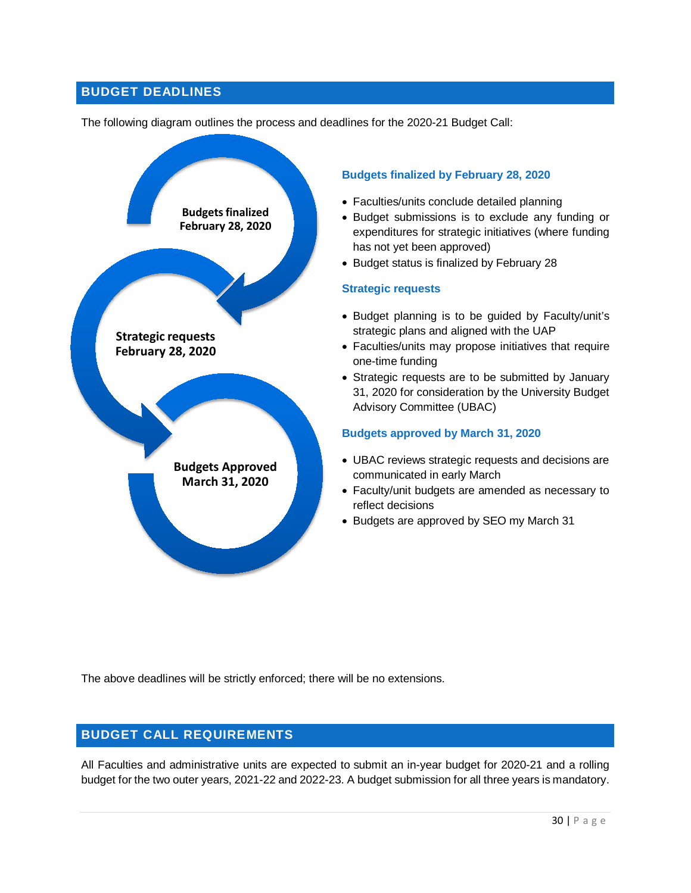## BUDGET DEADLINES

The following diagram outlines the process and deadlines for the 2020-21 Budget Call:

**Budgets finalized February 28, 2020**

**Strategic requests February 28, 2020**

**Budgets Approved March 31, 2020**

### Budgets finalized by February 28, 2020

- Faculties/units conclude detailed planning
- Budget submissions is to exclude any funding or expenditures for strategic initiatives (where funding has not yet been approved)
- Budget status is finalized by February 28

### Strategic requests

- Budget planning is to be guided by Faculty/unit's strategic plans and aligned with the UAP
- Faculties/units may propose initiatives that require one-time funding
- Strategic requests are to be submitted by January 31, 2020 for consideration by the University Budget Advisory Committee (UBAC)

### Budgets approved by March 31, 2020

- UBAC reviews strategic requests and decisions are communicated in early March
- Faculty/unit budgets are amended as necessary to reflect decisions
- Budgets are approved by SEO my March 31

The above deadlines will be strictly enforced; there will be no extensions.

## BUDGET CALL REQUIREMENTS

All Faculties and administrative units are expected to submit an in-year budget for 2020-21 and a rolling budget for the two outer years, 2021-22 and 2022-23. A budget submission for all three years is mandatory.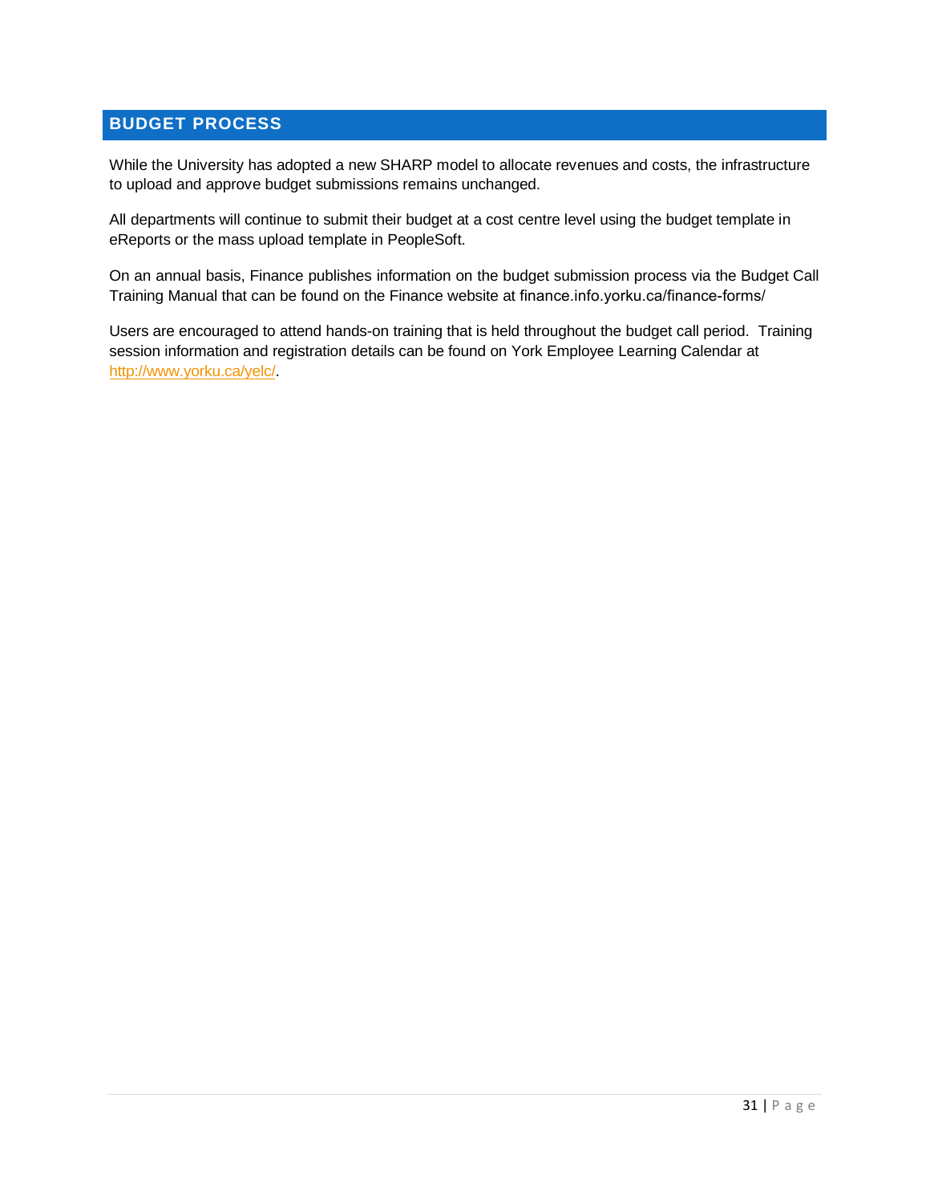## BUDGET PROCESS

While the University has adopted a new SHARP model to allocate revenues and costs, the infrastructure to upload and approve budget submissions remains unchanged.

All departments will continue to submit their budget at a cost centre level using the budget template in eReports or the mass upload template in PeopleSoft.

On an annual basis, Finance publishes information on the budget submission process via the Budget Call Training Manual that can be found on the Finance website at finance.info.yorku.ca/finance-forms/

Users are encouraged to attend hands-on training that is held throughout the budget call period. Training session information and registration details can be found on York Employee Learning Calendar at [http://www.yorku.ca/yelc/](http://www.yorku.ca/yelc/).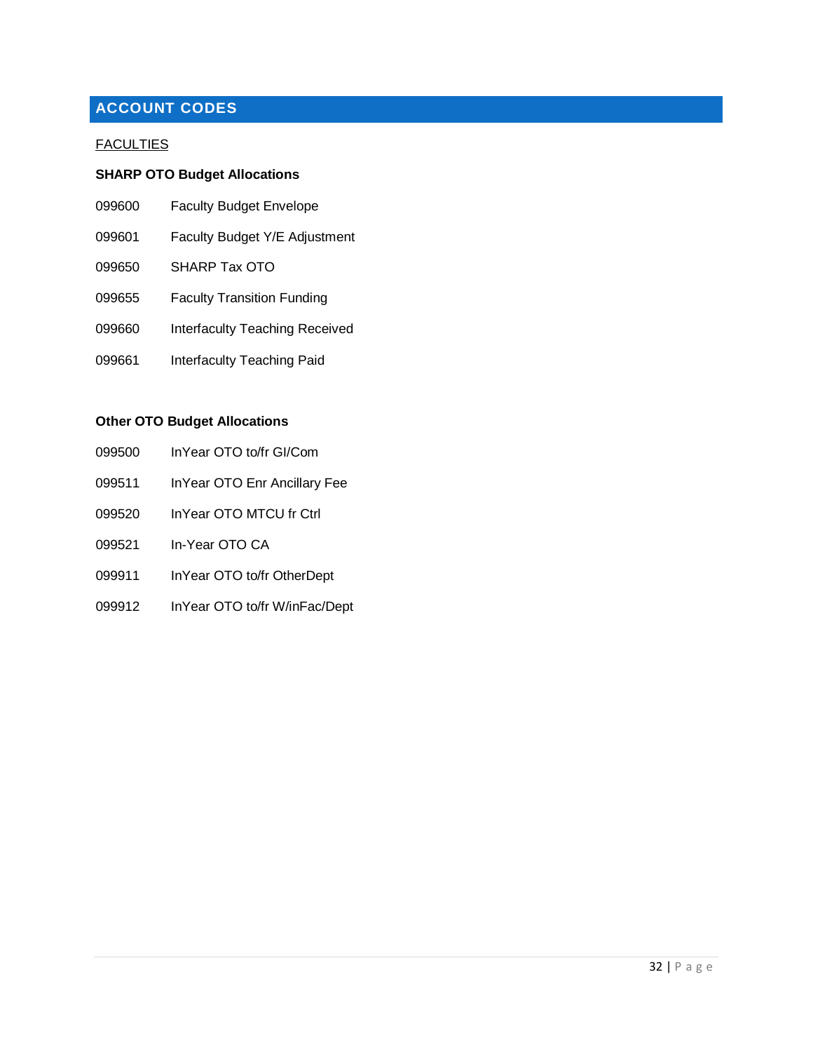## ACCOUNT CODES

FACULTIES

**SHARP OTO Budget Allocations**

099600 Faculty Budget Envelope

099601 Faculty Budget Y/E Adjustment

099650 SHARP Tax OTO

099655 Faculty Transition Funding

099660 Interfaculty Teaching Received

099661 Interfaculty Teaching Paid

**Other OTO Budget Allocations**

099500 InYear OTO to/fr GI/Com

099511 InYear OTO Enr Ancillary Fee

099520 InYear OTO MTCU fr Ctrl

099521 In-Year OTO CA

099911 InYear OTO to/fr OtherDept

099912 InYear OTO to/fr W/inFac/Dept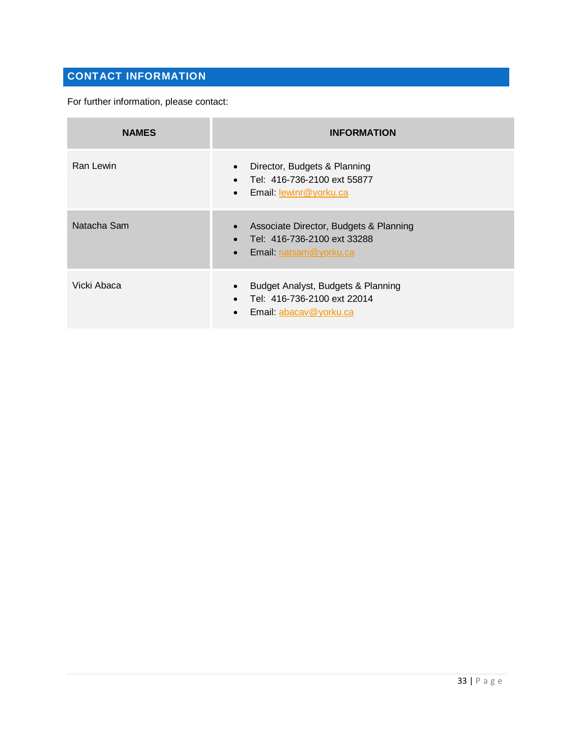## CONTACT INFORMATION

For further information, please contact:

| NAMES | INFORMATION |
|---|---|
| Ran Lewin | • Director, Budgets & Planning<br>• Tel: 416-736-2100 ext 55877<br>• Email: lewinr@yorku.ca |
| Natacha Sam | • Associate Director, Budgets & Planning<br>• Tel: 416-736-2100 ext 33288<br>• Email: natsam@yorku.ca |
| Vicki Abaca | • Budget Analyst, Budgets & Planning<br>• Tel: 416-736-2100 ext 22014<br>• Email: abacav@yorku.ca |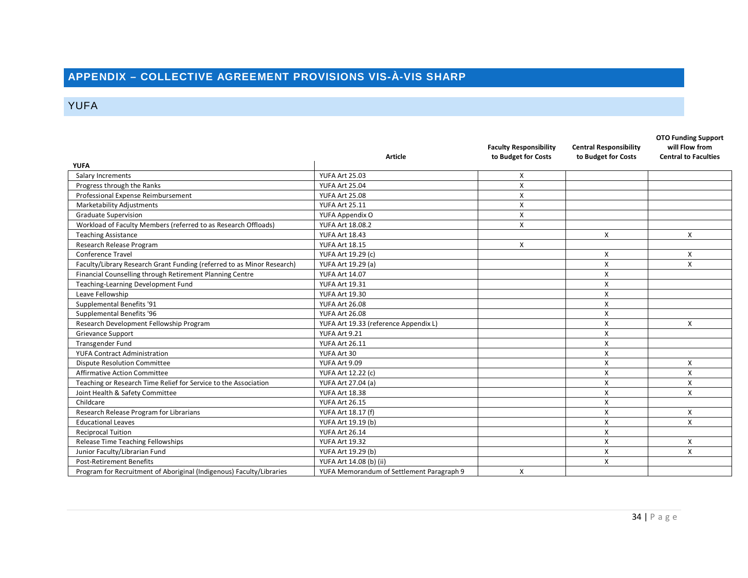# APPENDIX – COLLECTIVE AGREEMENT PROVISIONS VIS-À-VIS SHARP

## YUFA

| YUFA | Article | Faculty Responsibility to Budget for Costs | Central Responsibility to Budget for Costs | OTO Funding Support will Flow from Central to Faculties |
|---|---|---|---|---|
| Salary Increments | YUFA Art 25.03 | X | | |
| Progress through the Ranks | YUFA Art 25.04 | X | | |
| Professional Expense Reimbursement | YUFA Art 25.08 | X | | |
| Marketability Adjustments | YUFA Art 25.11 | X | | |
| Graduate Supervision | YUFA Appendix O | X | | |
| Workload of Faculty Members (referred to as Research Offloads) | YUFA Art 18.08.2 | X | | |
| Teaching Assistance | YUFA Art 18.43 | | X | X |
| Research Release Program | YUFA Art 18.15 | X | | |
| Conference Travel | YUFA Art 19.29 (c) | | X | X |
| Faculty/Library Research Grant Funding (referred to as Minor Research) | YUFA Art 19.29 (a) | | X | X |
| Financial Counselling through Retirement Planning Centre | YUFA Art 14.07 | | X | |
| Teaching-Learning Development Fund | YUFA Art 19.31 | | X | |
| Leave Fellowship | YUFA Art 19.30 | | X | |
| Supplemental Benefits '91 | YUFA Art 26.08 | | X | |
| Supplemental Benefits '96 | YUFA Art 26.08 | | X | |
| Research Development Fellowship Program | YUFA Art 19.33 (reference Appendix L) | | X | X |
| Grievance Support | YUFA Art 9.21 | | X | |
| Transgender Fund | YUFA Art 26.11 | | X | |
| YUFA Contract Administration | YUFA Art 30 | | X | |
| Dispute Resolution Committee | YUFA Art 9.09 | | X | X |
| Affirmative Action Committee | YUFA Art 12.22 (c) | | X | X |
| Teaching or Research Time Relief for Service to the Association | YUFA Art 27.04 (a) | | X | X |
| Joint Health & Safety Committee | YUFA Art 18.38 | | X | X |
| Childcare | YUFA Art 26.15 | | X | |
| Research Release Program for Librarians | YUFA Art 18.17 (f) | | X | X |
| Educational Leaves | YUFA Art 19.19 (b) | | X | X |
| Reciprocal Tuition | YUFA Art 26.14 | | X | |
| Release Time Teaching Fellowships | YUFA Art 19.32 | | X | X |
| Junior Faculty/Librarian Fund | YUFA Art 19.29 (b) | | X | X |
| Post-Retirement Benefits | YUFA Art 14.08 (b) (ii) | | X | |
| Program for Recruitment of Aboriginal (Indigenous) Faculty/Libraries | YUFA Memorandum of Settlement Paragraph 9 | X | | |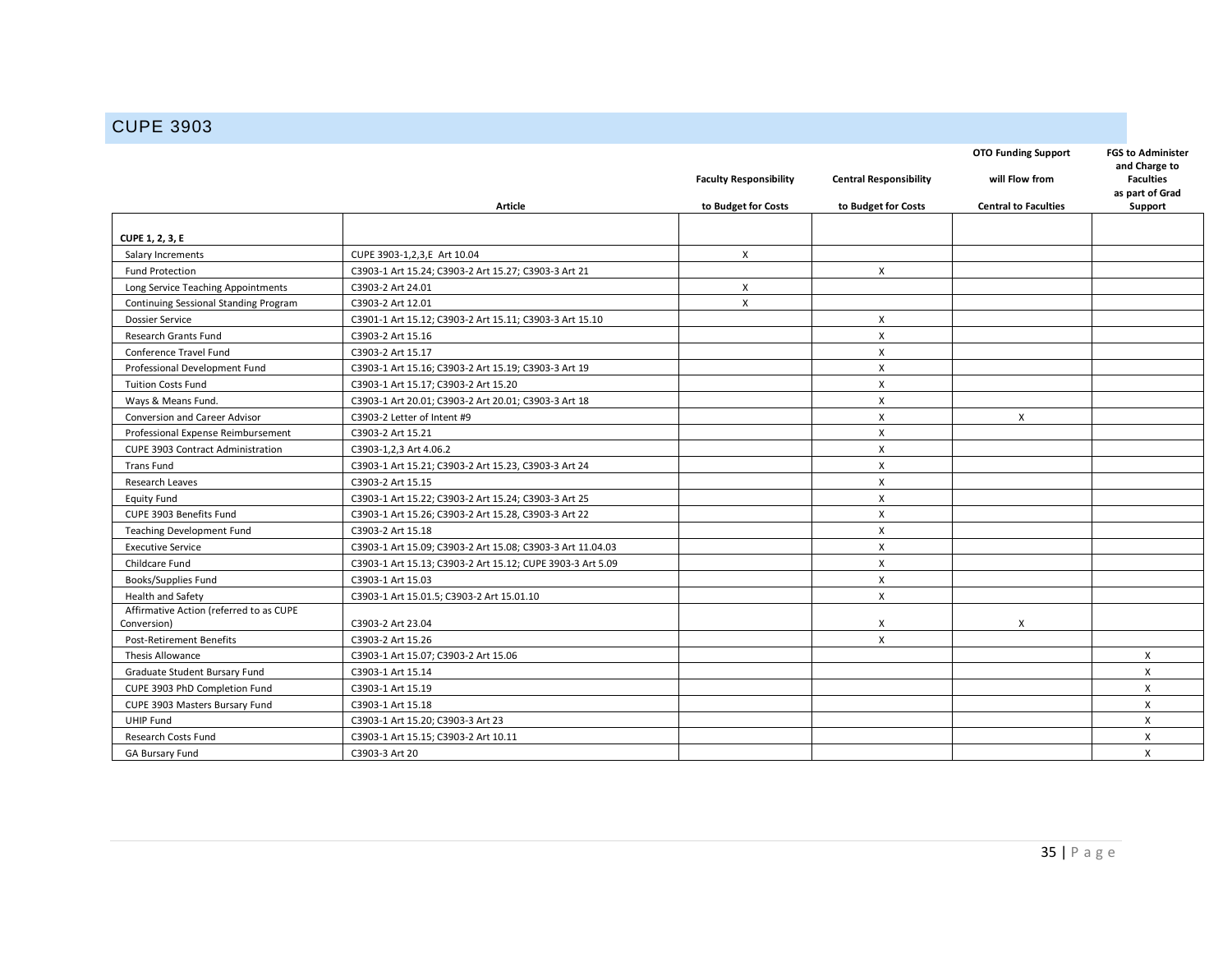## CUPE 3903

| | Article | Faculty Responsibility to Budget for Costs | Central Responsibility to Budget for Costs | OTO Funding Support will Flow from Central to Faculties | FGS to Administer and Charge to Faculties as part of Grad Support |
|---|---|---|---|---|---|
| **CUPE 1, 2, 3, E** | | | | | |
| Salary Increments | CUPE 3903-1,2,3,E Art 10.04 | X | | | |
| Fund Protection | C3903-1 Art 15.24; C3903-2 Art 15.27; C3903-3 Art 21 | | X | | |
| Long Service Teaching Appointments | C3903-2 Art 24.01 | X | | | |
| Continuing Sessional Standing Program | C3903-2 Art 12.01 | X | | | |
| Dossier Service | C3901-1 Art 15.12; C3903-2 Art 15.11; C3903-3 Art 15.10 | | X | | |
| Research Grants Fund | C3903-2 Art 15.16 | | X | | |
| Conference Travel Fund | C3903-2 Art 15.17 | | X | | |
| Professional Development Fund | C3903-1 Art 15.16; C3903-2 Art 15.19; C3903-3 Art 19 | | X | | |
| Tuition Costs Fund | C3903-1 Art 15.17; C3903-2 Art 15.20 | | X | | |
| Ways & Means Fund. | C3903-1 Art 20.01; C3903-2 Art 20.01; C3903-3 Art 18 | | X | | |
| Conversion and Career Advisor | C3903-2 Letter of Intent #9 | | X | X | |
| Professional Expense Reimbursement | C3903-2 Art 15.21 | | X | | |
| CUPE 3903 Contract Administration | C3903-1,2,3 Art 4.06.2 | | X | | |
| Trans Fund | C3903-1 Art 15.21; C3903-2 Art 15.23, C3903-3 Art 24 | | X | | |
| Research Leaves | C3903-2 Art 15.15 | | X | | |
| Equity Fund | C3903-1 Art 15.22; C3903-2 Art 15.24; C3903-3 Art 25 | | X | | |
| CUPE 3903 Benefits Fund | C3903-1 Art 15.26; C3903-2 Art 15.28, C3903-3 Art 22 | | X | | |
| Teaching Development Fund | C3903-2 Art 15.18 | | X | | |
| Executive Service | C3903-1 Art 15.09; C3903-2 Art 15.08; C3903-3 Art 11.04.03 | | X | | |
| Childcare Fund | C3903-1 Art 15.13; C3903-2 Art 15.12; CUPE 3903-3 Art 5.09 | | X | | |
| Books/Supplies Fund | C3903-1 Art 15.03 | | X | | |
| Health and Safety | C3903-1 Art 15.01.5; C3903-2 Art 15.01.10 | | X | | |
| Affirmative Action (referred to as CUPE Conversion) | C3903-2 Art 23.04 | | X | X | |
| Post-Retirement Benefits | C3903-2 Art 15.26 | | X | | |
| Thesis Allowance | C3903-1 Art 15.07; C3903-2 Art 15.06 | | | | X |
| Graduate Student Bursary Fund | C3903-1 Art 15.14 | | | | X |
| CUPE 3903 PhD Completion Fund | C3903-1 Art 15.19 | | | | X |
| CUPE 3903 Masters Bursary Fund | C3903-1 Art 15.18 | | | | X |
| UHIP Fund | C3903-1 Art 15.20; C3903-3 Art 23 | | | | X |
| Research Costs Fund | C3903-1 Art 15.15; C3903-2 Art 10.11 | | | | X |
| GA Bursary Fund | C3903-3 Art 20 | | | | X |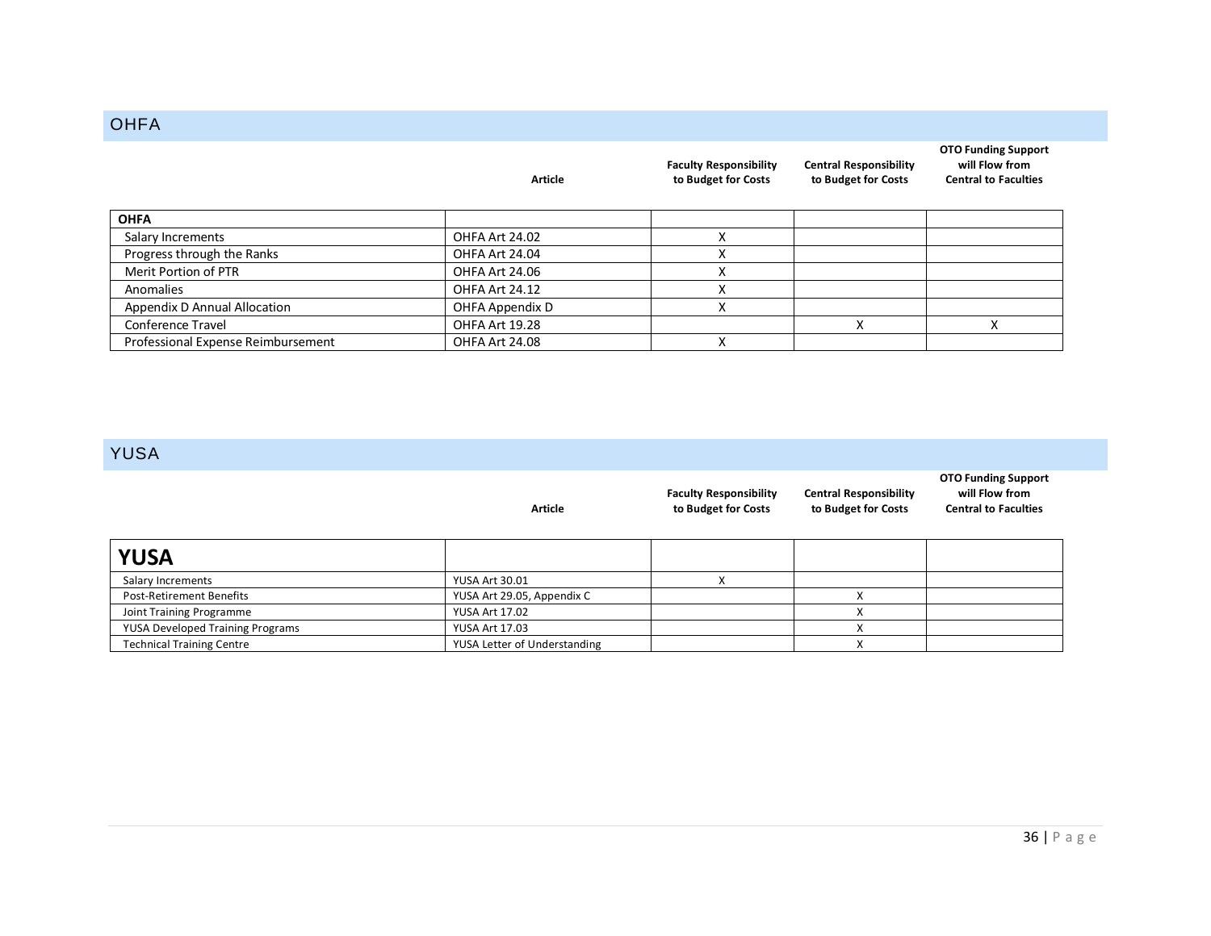## OHFA

| | Article | Faculty Responsibility to Budget for Costs | Central Responsibility to Budget for Costs | OTO Funding Support will Flow from Central to Faculties |
|---|---|---|---|---|
| **OHFA** | | | | |
| Salary Increments | OHFA Art 24.02 | X | | |
| Progress through the Ranks | OHFA Art 24.04 | X | | |
| Merit Portion of PTR | OHFA Art 24.06 | X | | |
| Anomalies | OHFA Art 24.12 | X | | |
| Appendix D Annual Allocation | OHFA Appendix D | X | | |
| Conference Travel | OHFA Art 19.28 | | X | X |
| Professional Expense Reimbursement | OHFA Art 24.08 | X | | |

## YUSA

| | Article | Faculty Responsibility to Budget for Costs | Central Responsibility to Budget for Costs | OTO Funding Support will Flow from Central to Faculties |
|---|---|---|---|---|
| **YUSA** | | | | |
| Salary Increments | YUSA Art 30.01 | X | | |
| Post-Retirement Benefits | YUSA Art 29.05, Appendix C | | X | |
| Joint Training Programme | YUSA Art 17.02 | | X | |
| YUSA Developed Training Programs | YUSA Art 17.03 | | X | |
| Technical Training Centre | YUSA Letter of Understanding | | X | |